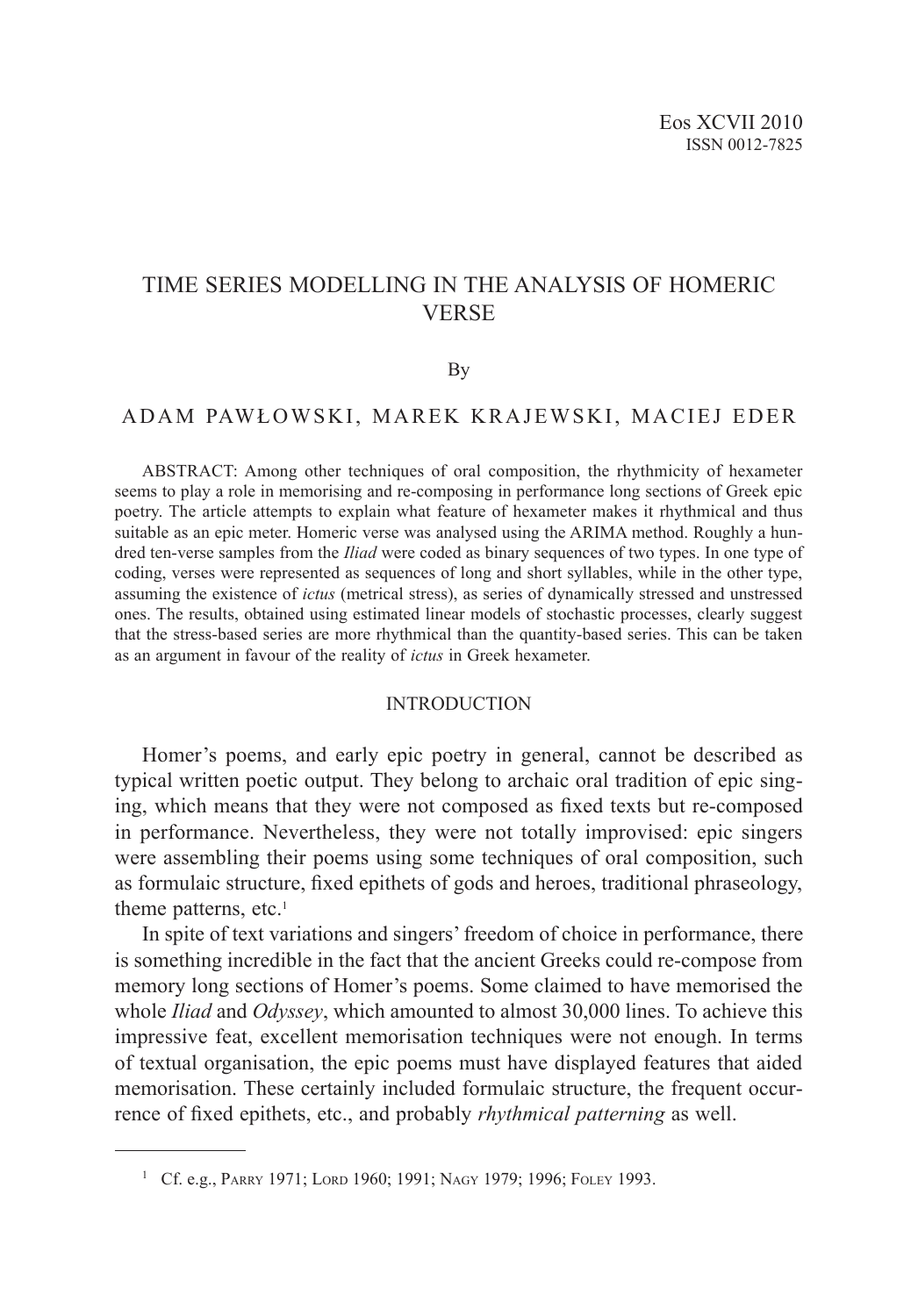# TIME SERIES MODELLING IN THE ANALYSIS OF HOMERIC VERSE

By

ADAM PAWŁOWSKI, MAREK KRAJEWSKI, MACIEJ EDER

ABSTRACT: Among other techniques of oral composition, the rhythmicity of hexameter seems to play a role in memorising and re-composing in performance long sections of Greek epic poetry. The article attempts to explain what feature of hexameter makes it rhythmical and thus suitable as an epic meter. Homeric verse was analysed using the ARIMA method. Roughly a hundred ten-verse samples from the *Iliad* were coded as binary sequences of two types. In one type of coding, verses were represented as sequences of long and short syllables, while in the other type, assuming the existence of *ictus* (metrical stress), as series of dynamically stressed and unstressed ones. The results, obtained using estimated linear models of stochastic processes, clearly suggest that the stress-based series are more rhythmical than the quantity-based series. This can be taken as an argument in favour of the reality of *ictus* in Greek hexameter.

## INTRODUCTION

Homer's poems, and early epic poetry in general, cannot be described as typical written poetic output. They belong to archaic oral tradition of epic singing, which means that they were not composed as fixed texts but re-composed in performance. Nevertheless, they were not totally improvised: epic singers were assembling their poems using some techniques of oral composition, such as formulaic structure, fixed epithets of gods and heroes, traditional phraseology, theme patterns, etc.[1]

In spite of text variations and singers' freedom of choice in performance, there is something incredible in the fact that the ancient Greeks could re-compose from memory long sections of Homer's poems. Some claimed to have memorised the whole *Iliad* and *Odyssey*, which amounted to almost 30,000 lines. To achieve this impressive feat, excellent memorisation techniques were not enough. In terms of textual organisation, the epic poems must have displayed features that aided memorisation. These certainly included formulaic structure, the frequent occurrence of fixed epithets, etc., and probably *rhythmical patterning* as well.

---

[1] Cf. e.g., Parry 1971; Lord 1960; 1991; Nagy 1979; 1996; Foley 1993.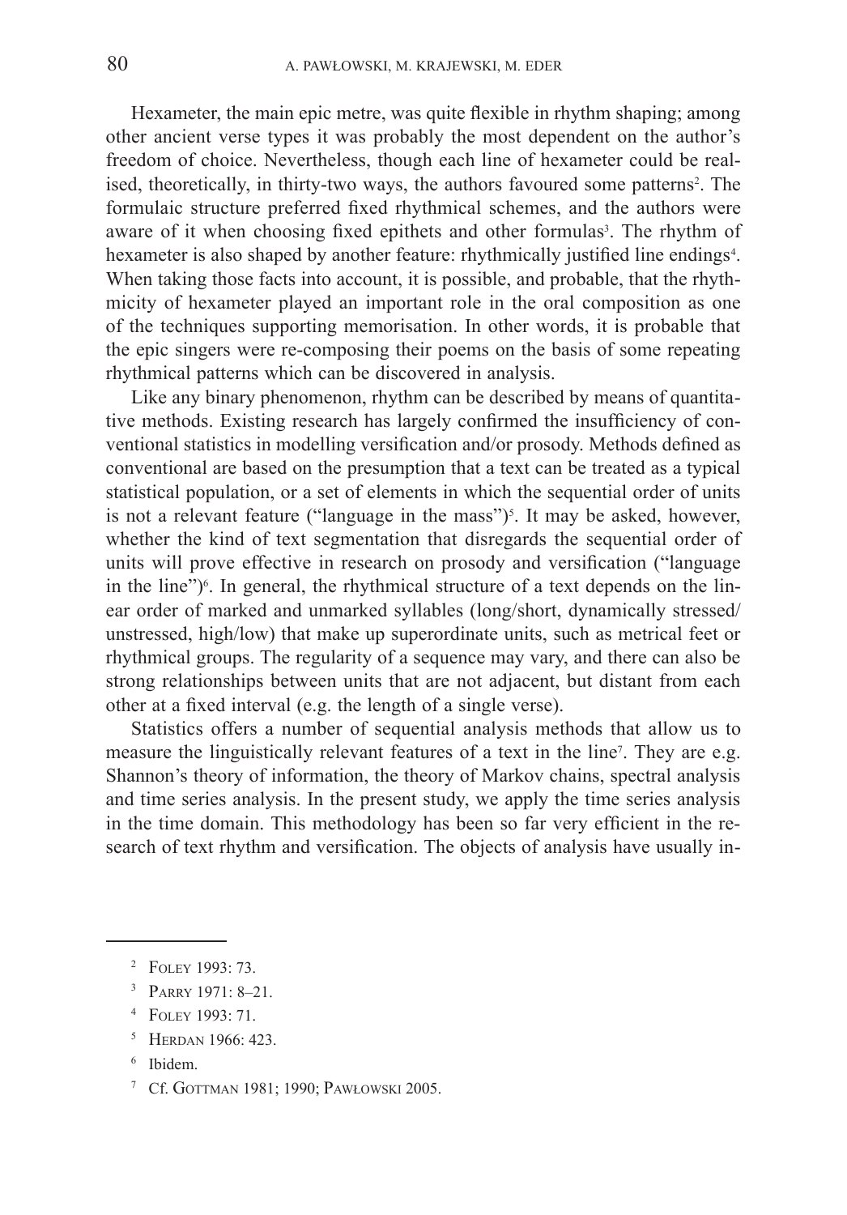Hexameter, the main epic metre, was quite flexible in rhythm shaping; among other ancient verse types it was probably the most dependent on the author's freedom of choice. Nevertheless, though each line of hexameter could be realised, theoretically, in thirty-two ways, the authors favoured some patterns[2]. The formulaic structure preferred fixed rhythmical schemes, and the authors were aware of it when choosing fixed epithets and other formulas[3]. The rhythm of hexameter is also shaped by another feature: rhythmically justified line endings[4]. When taking those facts into account, it is possible, and probable, that the rhythmicity of hexameter played an important role in the oral composition as one of the techniques supporting memorisation. In other words, it is probable that the epic singers were re-composing their poems on the basis of some repeating rhythmical patterns which can be discovered in analysis.

Like any binary phenomenon, rhythm can be described by means of quantitative methods. Existing research has largely confirmed the insufficiency of conventional statistics in modelling versification and/or prosody. Methods defined as conventional are based on the presumption that a text can be treated as a typical statistical population, or a set of elements in which the sequential order of units is not a relevant feature ("language in the mass")[5]. It may be asked, however, whether the kind of text segmentation that disregards the sequential order of units will prove effective in research on prosody and versification ("language in the line")[6]. In general, the rhythmical structure of a text depends on the linear order of marked and unmarked syllables (long/short, dynamically stressed/unstressed, high/low) that make up superordinate units, such as metrical feet or rhythmical groups. The regularity of a sequence may vary, and there can also be strong relationships between units that are not adjacent, but distant from each other at a fixed interval (e.g. the length of a single verse).

Statistics offers a number of sequential analysis methods that allow us to measure the linguistically relevant features of a text in the line[7]. They are e.g. Shannon's theory of information, the theory of Markov chains, spectral analysis and time series analysis. In the present study, we apply the time series analysis in the time domain. This methodology has been so far very efficient in the research of text rhythm and versification. The objects of analysis have usually in-

---

[2] Foley 1993: 73.

[3] Parry 1971: 8–21.

[4] Foley 1993: 71.

[5] Herdan 1966: 423.

[6] Ibidem.

[7] Cf. Gottman 1981; 1990; Pawłowski 2005.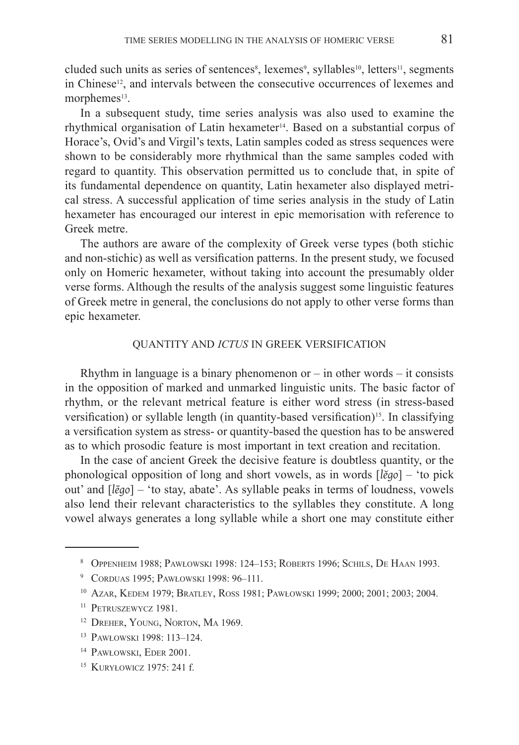cluded such units as series of sentences[8], lexemes[9], syllables[10], letters[11], segments in Chinese[12], and intervals between the consecutive occurrences of lexemes and morphemes[13].

In a subsequent study, time series analysis was also used to examine the rhythmical organisation of Latin hexameter[14]. Based on a substantial corpus of Horace's, Ovid's and Virgil's texts, Latin samples coded as stress sequences were shown to be considerably more rhythmical than the same samples coded with regard to quantity. This observation permitted us to conclude that, in spite of its fundamental dependence on quantity, Latin hexameter also displayed metrical stress. A successful application of time series analysis in the study of Latin hexameter has encouraged our interest in epic memorisation with reference to Greek metre.

The authors are aware of the complexity of Greek verse types (both stichic and non-stichic) as well as versification patterns. In the present study, we focused only on Homeric hexameter, without taking into account the presumably older verse forms. Although the results of the analysis suggest some linguistic features of Greek metre in general, the conclusions do not apply to other verse forms than epic hexameter.

## QUANTITY AND *ICTUS* IN GREEK VERSIFICATION

Rhythm in language is a binary phenomenon or – in other words – it consists in the opposition of marked and unmarked linguistic units. The basic factor of rhythm, or the relevant metrical feature is either word stress (in stress-based versification) or syllable length (in quantity-based versification)[15]. In classifying a versification system as stress- or quantity-based the question has to be answered as to which prosodic feature is most important in text creation and recitation.

In the case of ancient Greek the decisive feature is doubtless quantity, or the phonological opposition of long and short vowels, as in words [*lĕgo*] – 'to pick out' and [*lēgo*] – 'to stay, abate'. As syllable peaks in terms of loudness, vowels also lend their relevant characteristics to the syllables they constitute. A long vowel always generates a long syllable while a short one may constitute either

---

[8] Oppenheim 1988; Pawłowski 1998: 124–153; Roberts 1996; Schils, De Haan 1993.

[9] Corduas 1995; Pawłowski 1998: 96–111.

[10] Azar, Kedem 1979; Bratley, Ross 1981; Pawłowski 1999; 2000; 2001; 2003; 2004.

[11] Petruszewycz 1981.

[12] Dreher, Young, Norton, Ma 1969.

[13] Pawłowski 1998: 113–124.

[14] Pawłowski, Eder 2001.

[15] Kuryłowicz 1975: 241 f.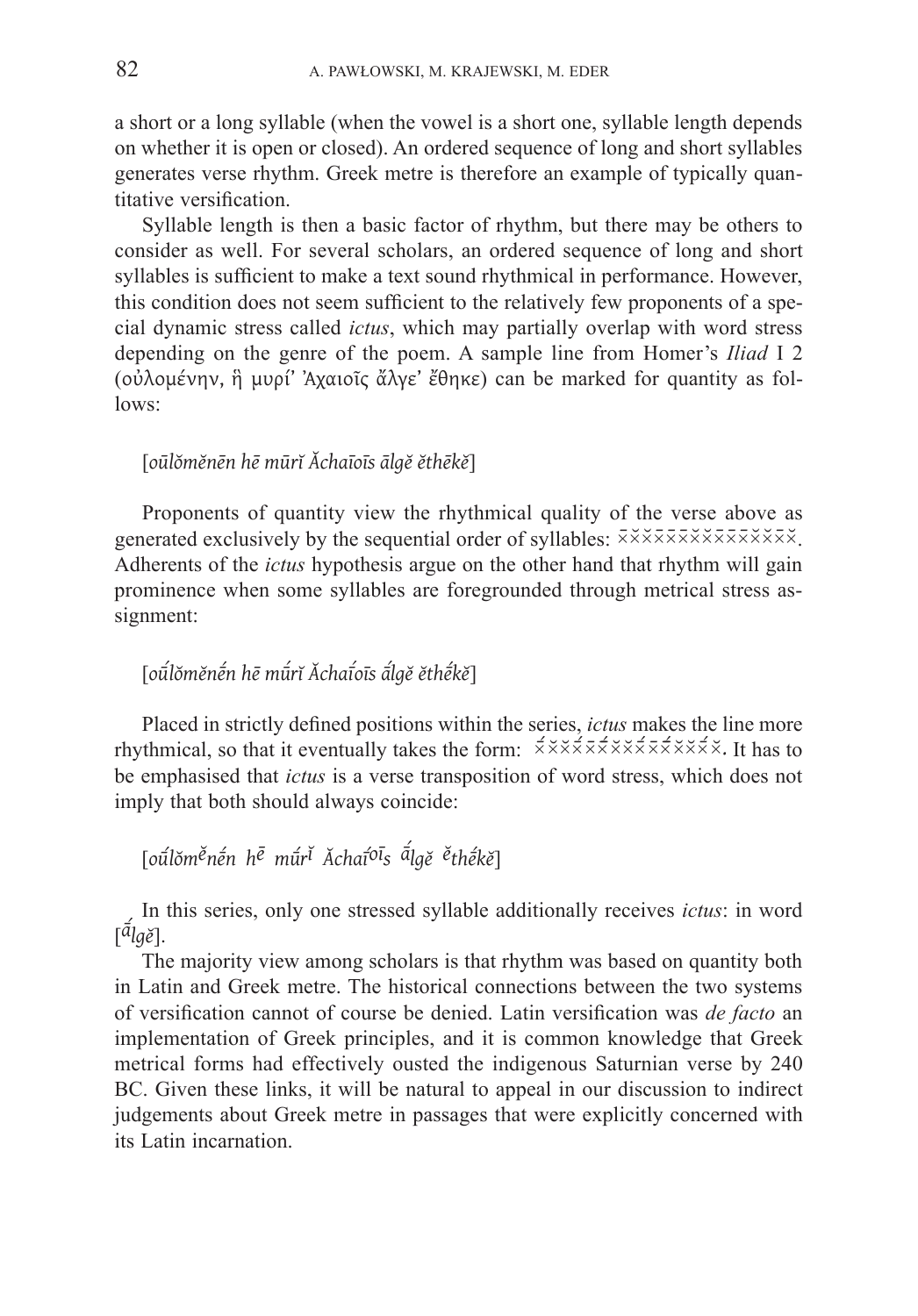a short or a long syllable (when the vowel is a short one, syllable length depends on whether it is open or closed). An ordered sequence of long and short syllables generates verse rhythm. Greek metre is therefore an example of typically quantitative versification.

Syllable length is then a basic factor of rhythm, but there may be others to consider as well. For several scholars, an ordered sequence of long and short syllables is sufficient to make a text sound rhythmical in performance. However, this condition does not seem sufficient to the relatively few proponents of a special dynamic stress called *ictus*, which may partially overlap with word stress depending on the genre of the poem. A sample line from Homer's *Iliad* I 2 (οὐλομένην, ἣ μυρί' Ἀχαιοῖς ἄλγε' ἔθηκε) can be marked for quantity as follows:

[*oūlŏmĕnēn hē mūrĭ Ăchaīoīs ālgĕ ĕthēkĕ*]

Proponents of quantity view the rhythmical quality of the verse above as generated exclusively by the sequential order of syllables: ¯˘˘¯¯¯˘˘¯¯¯˘˘¯˘. Adherents of the *ictus* hypothesis argue on the other hand that rhythm will gain prominence when some syllables are foregrounded through metrical stress assignment:

[*oū́lŏmĕnḗn hē mū́rĭ Ăchaī́oīs ā́lgĕ ĕthḗkĕ*]

Placed in strictly defined positions within the series, *ictus* makes the line more rhythmical, so that it eventually takes the form: ¯́˘˘¯́¯¯́˘˘¯́¯¯́˘˘¯́˘. It has to be emphasised that *ictus* is a verse transposition of word stress, which does not imply that both should always coincide:

[*oū́lŏmĕ́nḗn hē mū́rĭ Ăchaī́oīs ā́lgĕ ĕ́thḗkĕ*]

In this series, only one stressed syllable additionally receives *ictus*: in word [*ā́lgĕ*].

The majority view among scholars is that rhythm was based on quantity both in Latin and Greek metre. The historical connections between the two systems of versification cannot of course be denied. Latin versification was *de facto* an implementation of Greek principles, and it is common knowledge that Greek metrical forms had effectively ousted the indigenous Saturnian verse by 240 BC. Given these links, it will be natural to appeal in our discussion to indirect judgements about Greek metre in passages that were explicitly concerned with its Latin incarnation.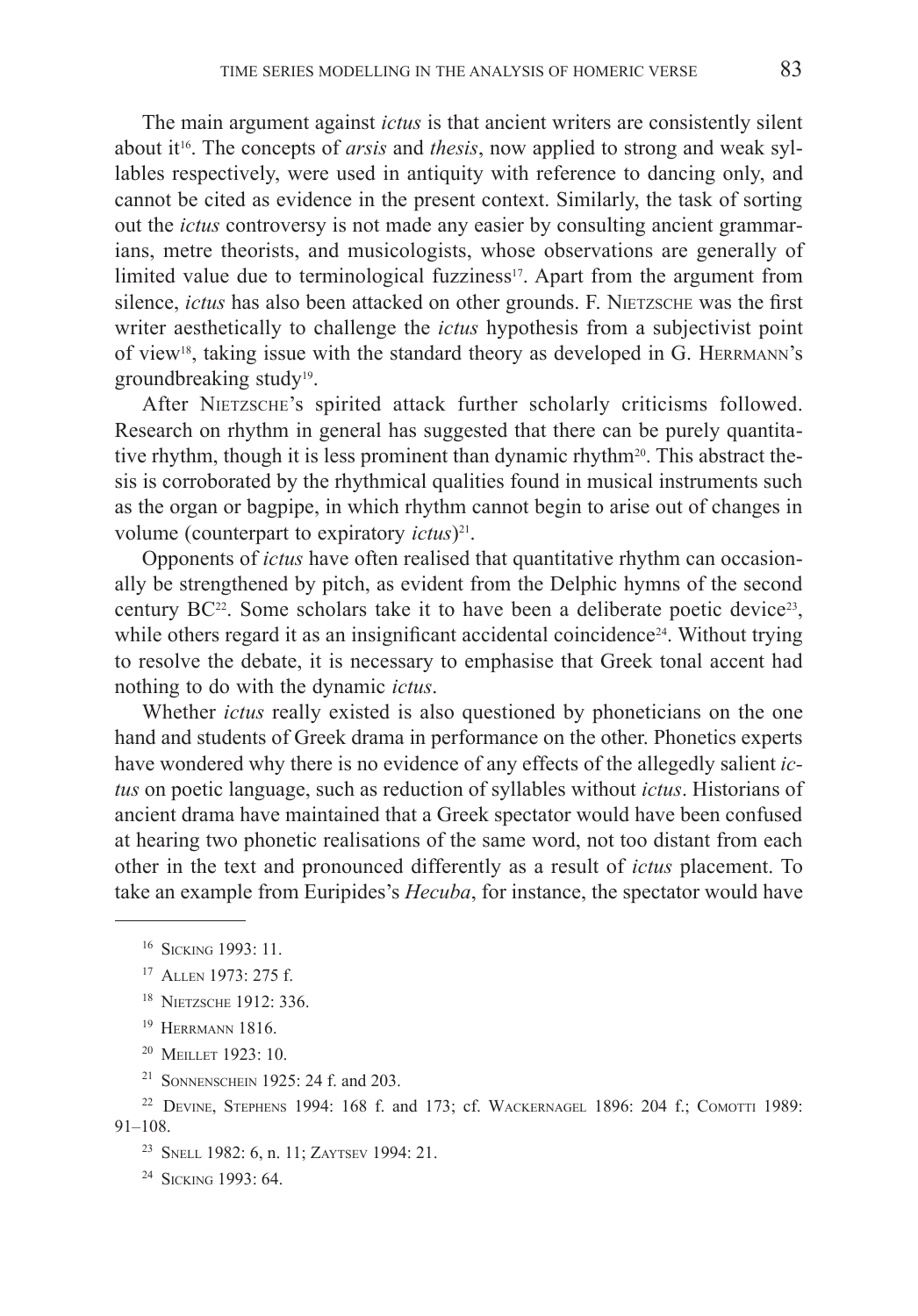The main argument against *ictus* is that ancient writers are consistently silent about it[16]. The concepts of *arsis* and *thesis*, now applied to strong and weak syllables respectively, were used in antiquity with reference to dancing only, and cannot be cited as evidence in the present context. Similarly, the task of sorting out the *ictus* controversy is not made any easier by consulting ancient grammarians, metre theorists, and musicologists, whose observations are generally of limited value due to terminological fuzziness[17]. Apart from the argument from silence, *ictus* has also been attacked on other grounds. F. Nietzsche was the first writer aesthetically to challenge the *ictus* hypothesis from a subjectivist point of view[18], taking issue with the standard theory as developed in G. Herrmann's groundbreaking study[19].

After Nietzsche's spirited attack further scholarly criticisms followed. Research on rhythm in general has suggested that there can be purely quantitative rhythm, though it is less prominent than dynamic rhythm[20]. This abstract thesis is corroborated by the rhythmical qualities found in musical instruments such as the organ or bagpipe, in which rhythm cannot begin to arise out of changes in volume (counterpart to expiratory *ictus*)[21].

Opponents of *ictus* have often realised that quantitative rhythm can occasionally be strengthened by pitch, as evident from the Delphic hymns of the second century BC[22]. Some scholars take it to have been a deliberate poetic device[23], while others regard it as an insignificant accidental coincidence[24]. Without trying to resolve the debate, it is necessary to emphasise that Greek tonal accent had nothing to do with the dynamic *ictus*.

Whether *ictus* really existed is also questioned by phoneticians on the one hand and students of Greek drama in performance on the other. Phonetics experts have wondered why there is no evidence of any effects of the allegedly salient *ictus* on poetic language, such as reduction of syllables without *ictus*. Historians of ancient drama have maintained that a Greek spectator would have been confused at hearing two phonetic realisations of the same word, not too distant from each other in the text and pronounced differently as a result of *ictus* placement. To take an example from Euripides's *Hecuba*, for instance, the spectator would have

---

[16] Sicking 1993: 11.

[17] Allen 1973: 275 f.

[18] Nietzsche 1912: 336.

[19] Herrmann 1816.

[20] Meillet 1923: 10.

[21] Sonnenschein 1925: 24 f. and 203.

[22] Devine, Stephens 1994: 168 f. and 173; cf. Wackernagel 1896: 204 f.; Comotti 1989: 91–108.

[23] Snell 1982: 6, n. 11; Zaytsev 1994: 21.

[24] Sicking 1993: 64.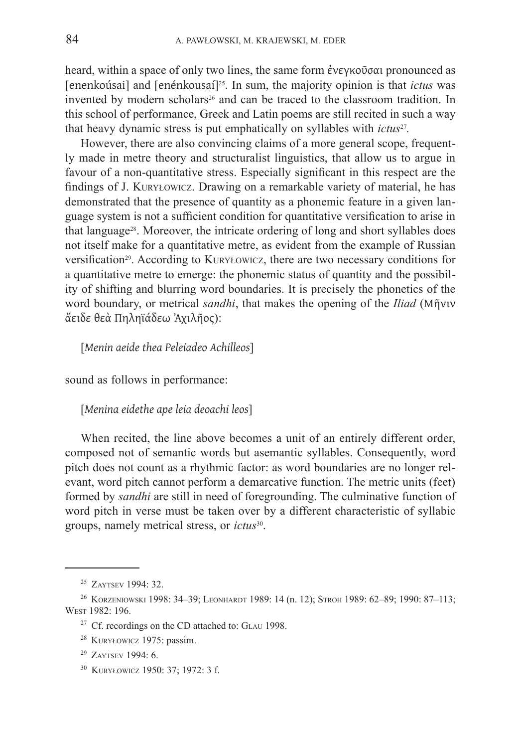heard, within a space of only two lines, the same form ἐνεγκοῦσαι pronounced as [enenkoúsai] and [enénkousaí][25]. In sum, the majority opinion is that *ictus* was invented by modern scholars[26] and can be traced to the classroom tradition. In this school of performance, Greek and Latin poems are still recited in such a way that heavy dynamic stress is put emphatically on syllables with *ictus*[27].

However, there are also convincing claims of a more general scope, frequently made in metre theory and structuralist linguistics, that allow us to argue in favour of a non-quantitative stress. Especially significant in this respect are the findings of J. Kuryłowicz. Drawing on a remarkable variety of material, he has demonstrated that the presence of quantity as a phonemic feature in a given language system is not a sufficient condition for quantitative versification to arise in that language[28]. Moreover, the intricate ordering of long and short syllables does not itself make for a quantitative metre, as evident from the example of Russian versification[29]. According to Kuryłowicz, there are two necessary conditions for a quantitative metre to emerge: the phonemic status of quantity and the possibility of shifting and blurring word boundaries. It is precisely the phonetics of the word boundary, or metrical *sandhi*, that makes the opening of the *Iliad* (Μῆνιν ἄειδε θεὰ Πηληϊάδεω Ἀχιλῆος):

[*Menin aeide thea Peleiadeo Achilleos*]

sound as follows in performance:

[*Menina eidethe ape leia deoachi leos*]

When recited, the line above becomes a unit of an entirely different order, composed not of semantic words but asemantic syllables. Consequently, word pitch does not count as a rhythmic factor: as word boundaries are no longer relevant, word pitch cannot perform a demarcative function. The metric units (feet) formed by *sandhi* are still in need of foregrounding. The culminative function of word pitch in verse must be taken over by a different characteristic of syllabic groups, namely metrical stress, or *ictus*[30].

---

[25] Zaytsev 1994: 32.

[26] Korzeniowski 1998: 34–39; Leonhardt 1989: 14 (n. 12); Stroh 1989: 62–89; 1990: 87–113; West 1982: 196.

[27] Cf. recordings on the CD attached to: Glau 1998.

[28] Kuryłowicz 1975: passim.

[29] Zaytsev 1994: 6.

[30] Kuryłowicz 1950: 37; 1972: 3 f.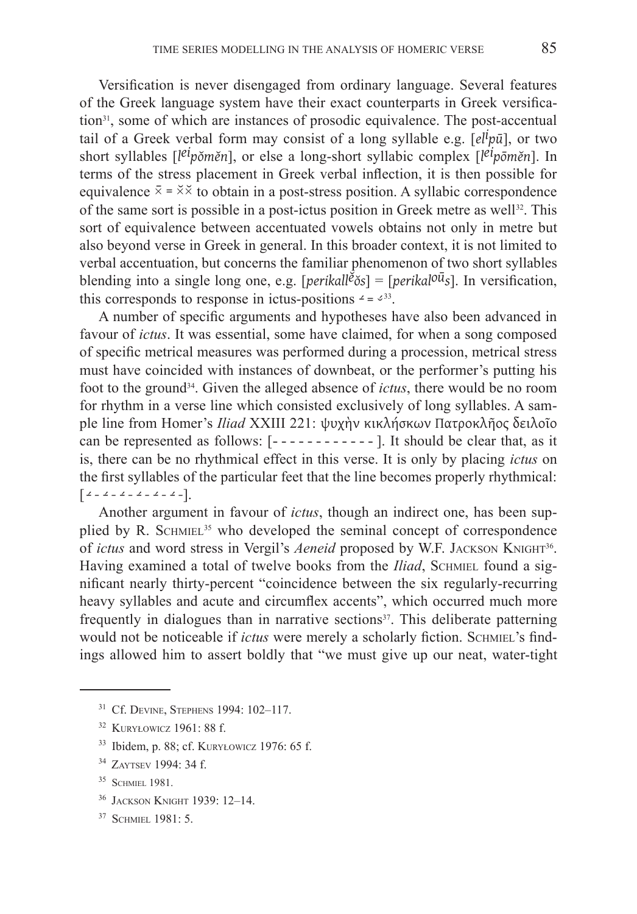Versification is never disengaged from ordinary language. Several features of the Greek language system have their exact counterparts in Greek versification[31], some of which are instances of prosodic equivalence. The post-accentual tail of a Greek verbal form may consist of a long syllable e.g. [*el^i^pū*], or two short syllables [*l^ei^pŏmĕn*], or else a long-short syllabic complex [*l^ei^pōmĕn*]. In terms of the stress placement in Greek verbal inflection, it is then possible for equivalence x̄ = x̆x̆ to obtain in a post-stress position. A syllabic correspondence of the same sort is possible in a post-ictus position in Greek metre as well[32]. This sort of equivalence between accentuated vowels obtains not only in metre but also beyond verse in Greek in general. In this broader context, it is not limited to verbal accentuation, but concerns the familiar phenomenon of two short syllables blending into a single long one, e.g. [*perikall^ĕ^ŏs*] = [*perikal^oū^s*]. In versification, this corresponds to response in ictus-positions ⏗ = ⏘[33].

A number of specific arguments and hypotheses have also been advanced in favour of *ictus*. It was essential, some have claimed, for when a song composed of specific metrical measures was performed during a procession, metrical stress must have coincided with instances of downbeat, or the performer's putting his foot to the ground[34]. Given the alleged absence of *ictus*, there would be no room for rhythm in a verse line which consisted exclusively of long syllables. A sample line from Homer's *Iliad* XXIII 221: ψυχὴν κικλήσκων Πατροκλῆος δειλοῖο can be represented as follows: [- - - - - - - - - - - -]. It should be clear that, as it is, there can be no rhythmical effect in this verse. It is only by placing *ictus* on the first syllables of the particular feet that the line becomes properly rhythmical: [⏗ - ⏗ - ⏗ - ⏗ - ⏗ - ⏗ -].

Another argument in favour of *ictus*, though an indirect one, has been supplied by R. Schmiel[35] who developed the seminal concept of correspondence of *ictus* and word stress in Vergil's *Aeneid* proposed by W.F. Jackson Knight[36]. Having examined a total of twelve books from the *Iliad*, Schmiel found a significant nearly thirty-percent "coincidence between the six regularly-recurring heavy syllables and acute and circumflex accents", which occurred much more frequently in dialogues than in narrative sections[37]. This deliberate patterning would not be noticeable if *ictus* were merely a scholarly fiction. Schmiel's findings allowed him to assert boldly that "we must give up our neat, water-tight

---

[31] Cf. Devine, Stephens 1994: 102–117.

[32] Kuryłowicz 1961: 88 f.

[33] Ibidem, p. 88; cf. Kuryłowicz 1976: 65 f.

[34] Zaytsev 1994: 34 f.

[35] Schmiel 1981.

[36] Jackson Knight 1939: 12–14.

[37] Schmiel 1981: 5.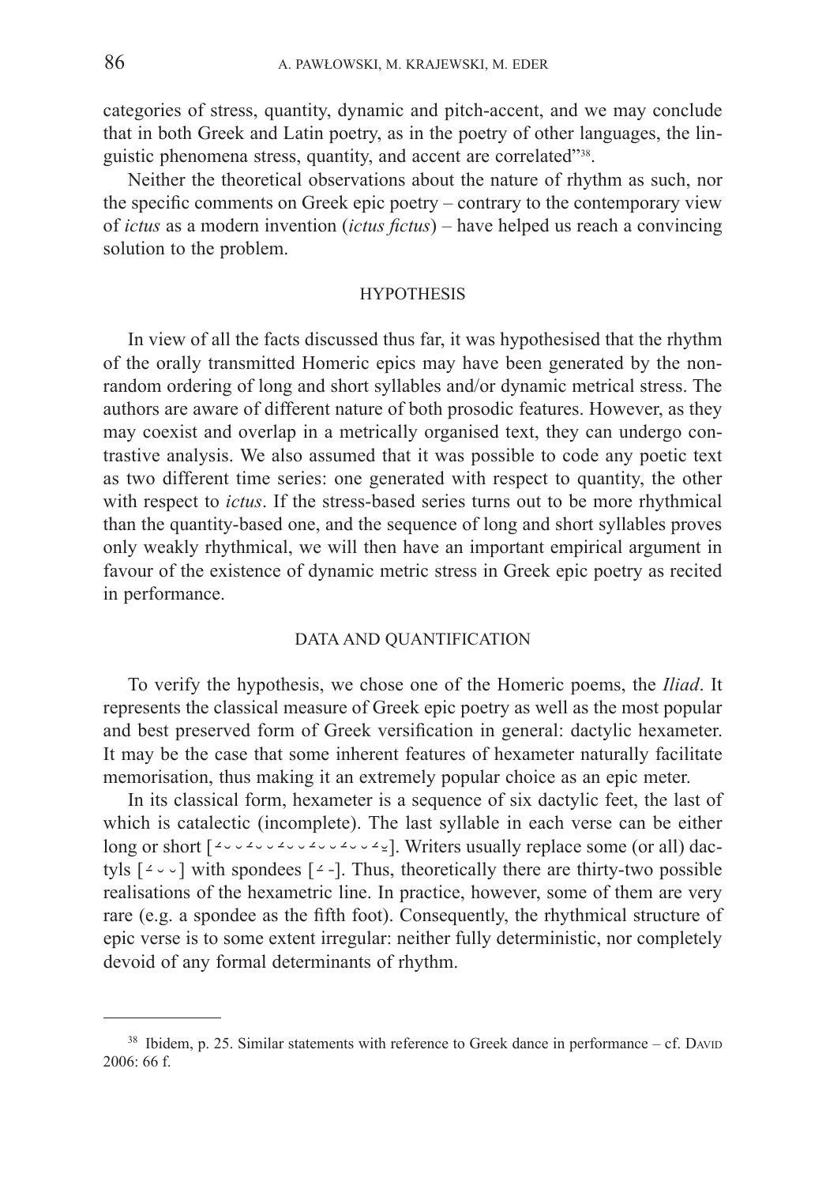categories of stress, quantity, dynamic and pitch-accent, and we may conclude that in both Greek and Latin poetry, as in the poetry of other languages, the linguistic phenomena stress, quantity, and accent are correlated"[38].

Neither the theoretical observations about the nature of rhythm as such, nor the specific comments on Greek epic poetry – contrary to the contemporary view of *ictus* as a modern invention (*ictus fictus*) – have helped us reach a convincing solution to the problem.

## HYPOTHESIS

In view of all the facts discussed thus far, it was hypothesised that the rhythm of the orally transmitted Homeric epics may have been generated by the non-random ordering of long and short syllables and/or dynamic metrical stress. The authors are aware of different nature of both prosodic features. However, as they may coexist and overlap in a metrically organised text, they can undergo contrastive analysis. We also assumed that it was possible to code any poetic text as two different time series: one generated with respect to quantity, the other with respect to *ictus*. If the stress-based series turns out to be more rhythmical than the quantity-based one, and the sequence of long and short syllables proves only weakly rhythmical, we will then have an important empirical argument in favour of the existence of dynamic metric stress in Greek epic poetry as recited in performance.

## DATA AND QUANTIFICATION

To verify the hypothesis, we chose one of the Homeric poems, the *Iliad*. It represents the classical measure of Greek epic poetry as well as the most popular and best preserved form of Greek versification in general: dactylic hexameter. It may be the case that some inherent features of hexameter naturally facilitate memorisation, thus making it an extremely popular choice as an epic meter.

In its classical form, hexameter is a sequence of six dactylic feet, the last of which is catalectic (incomplete). The last syllable in each verse can be either long or short [⏗⏑⏑⏗⏑⏑⏗⏑⏑⏗⏑⏑⏗⏑⏑⏗⏓]. Writers usually replace some (or all) dactyls [⏗⏑⏑] with spondees [⏗-]. Thus, theoretically there are thirty-two possible realisations of the hexametric line. In practice, however, some of them are very rare (e.g. a spondee as the fifth foot). Consequently, the rhythmical structure of epic verse is to some extent irregular: neither fully deterministic, nor completely devoid of any formal determinants of rhythm.

---

[38] Ibidem, p. 25. Similar statements with reference to Greek dance in performance – cf. David 2006: 66 f.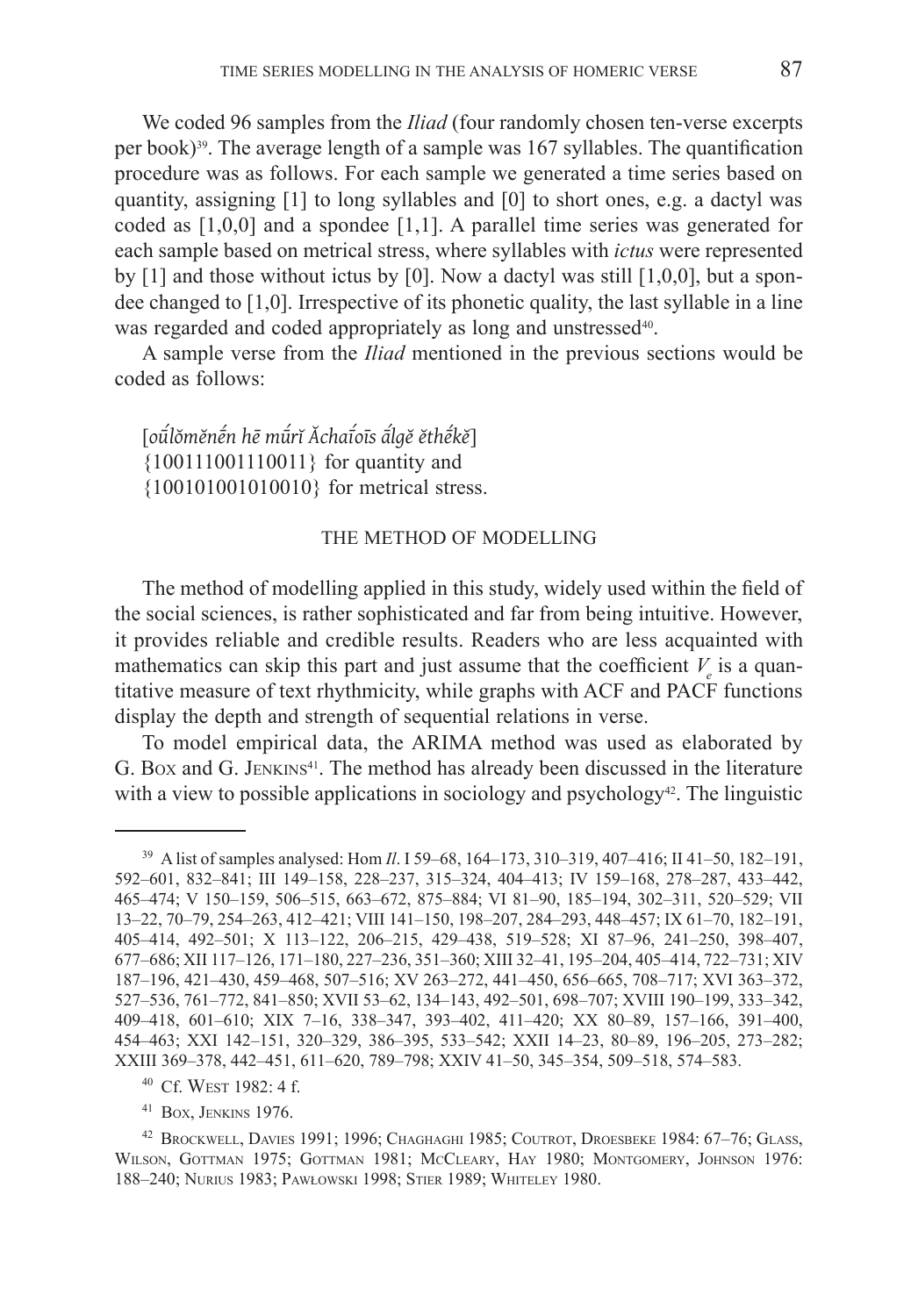We coded 96 samples from the *Iliad* (four randomly chosen ten-verse excerpts per book)[39]. The average length of a sample was 167 syllables. The quantification procedure was as follows. For each sample we generated a time series based on quantity, assigning [1] to long syllables and [0] to short ones, e.g. a dactyl was coded as [1,0,0] and a spondee [1,1]. A parallel time series was generated for each sample based on metrical stress, where syllables with *ictus* were represented by [1] and those without ictus by [0]. Now a dactyl was still [1,0,0], but a spondee changed to [1,0]. Irrespective of its phonetic quality, the last syllable in a line was regarded and coded appropriately as long and unstressed[40].

A sample verse from the *Iliad* mentioned in the previous sections would be coded as follows:

[*oū́lŏmĕnḗn hē mū́rĭ Ăchaī́oīs ā́lgĕ ĕthḗkĕ*]
{100111001110011} for quantity and
{100101001010010} for metrical stress.

## THE METHOD OF MODELLING

The method of modelling applied in this study, widely used within the field of the social sciences, is rather sophisticated and far from being intuitive. However, it provides reliable and credible results. Readers who are less acquainted with mathematics can skip this part and just assume that the coefficient $V_e$ is a quantitative measure of text rhythmicity, while graphs with ACF and PACF functions display the depth and strength of sequential relations in verse.

To model empirical data, the ARIMA method was used as elaborated by G. Box and G. Jenkins[41]. The method has already been discussed in the literature with a view to possible applications in sociology and psychology[42]. The linguistic

---

[39] A list of samples analysed: Hom *Il*. I 59–68, 164–173, 310–319, 407–416; II 41–50, 182–191, 592–601, 832–841; III 149–158, 228–237, 315–324, 404–413; IV 159–168, 278–287, 433–442, 465–474; V 150–159, 506–515, 663–672, 875–884; VI 81–90, 185–194, 302–311, 520–529; VII 13–22, 70–79, 254–263, 412–421; VIII 141–150, 198–207, 284–293, 448–457; IX 61–70, 182–191, 405–414, 492–501; X 113–122, 206–215, 429–438, 519–528; XI 87–96, 241–250, 398–407, 677–686; XII 117–126, 171–180, 227–236, 351–360; XIII 32–41, 195–204, 405–414, 722–731; XIV 187–196, 421–430, 459–468, 507–516; XV 263–272, 441–450, 656–665, 708–717; XVI 363–372, 527–536, 761–772, 841–850; XVII 53–62, 134–143, 492–501, 698–707; XVIII 190–199, 333–342, 409–418, 601–610; XIX 7–16, 338–347, 393–402, 411–420; XX 80–89, 157–166, 391–400, 454–463; XXI 142–151, 320–329, 386–395, 533–542; XXII 14–23, 80–89, 196–205, 273–282; XXIII 369–378, 442–451, 611–620, 789–798; XXIV 41–50, 345–354, 509–518, 574–583.

[40] Cf. West 1982: 4 f.

[41] Box, Jenkins 1976.

[42] Brockwell, Davies 1991; 1996; Chaghaghi 1985; Coutrot, Droesbeke 1984: 67–76; Glass, Wilson, Gottman 1975; Gottman 1981; McCleary, Hay 1980; Montgomery, Johnson 1976: 188–240; Nurius 1983; Pawłowski 1998; Stier 1989; Whiteley 1980.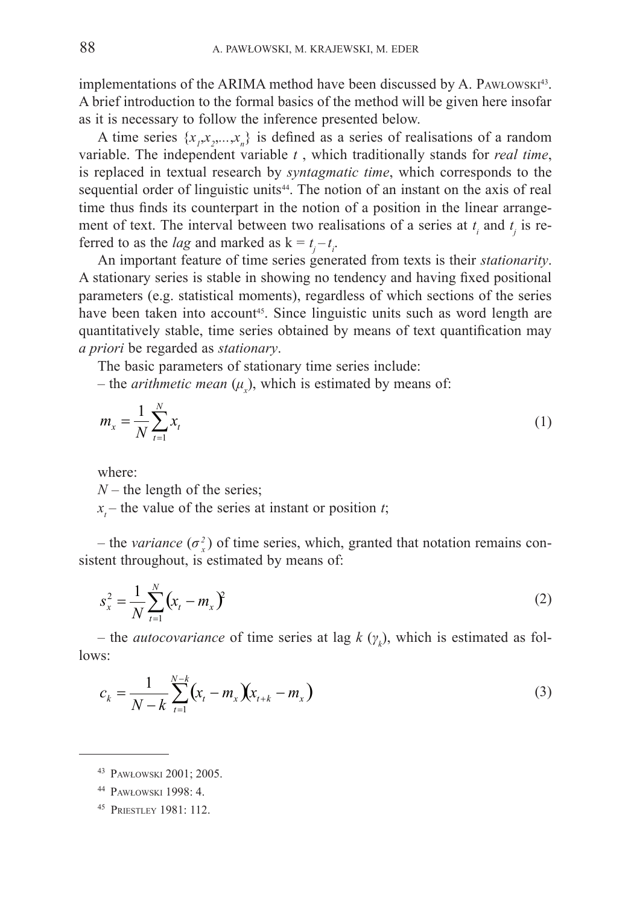implementations of the ARIMA method have been discussed by A. Pawłowski[43]. A brief introduction to the formal basics of the method will be given here insofar as it is necessary to follow the inference presented below.

A time series $\{x_1,x_2,...,x_n\}$ is defined as a series of realisations of a random variable. The independent variable $t$ , which traditionally stands for *real time*, is replaced in textual research by *syntagmatic time*, which corresponds to the sequential order of linguistic units[44]. The notion of an instant on the axis of real time thus finds its counterpart in the notion of a position in the linear arrangement of text. The interval between two realisations of a series at $t_i$ and $t_j$ is referred to as the *lag* and marked as $k = t_j - t_i$.

An important feature of time series generated from texts is their *stationarity*. A stationary series is stable in showing no tendency and having fixed positional parameters (e.g. statistical moments), regardless of which sections of the series have been taken into account[45]. Since linguistic units such as word length are quantitatively stable, time series obtained by means of text quantification may *a priori* be regarded as *stationary*.

The basic parameters of stationary time series include:

– the *arithmetic mean* ($\mu_x$), which is estimated by means of:

$$m_x = \frac{1}{N}\sum_{t=1}^{N} x_t \tag{1}$$

where:

$N$ – the length of the series;

$x_t$ – the value of the series at instant or position $t$;

– the *variance* ($\sigma_x^2$) of time series, which, granted that notation remains consistent throughout, is estimated by means of:

$$s_x^2 = \frac{1}{N}\sum_{t=1}^{N}(x_t - m_x)^2 \tag{2}$$

– the *autocovariance* of time series at lag $k$ ($\gamma_k$), which is estimated as follows:

$$c_k = \frac{1}{N-k}\sum_{t=1}^{N-k}(x_t - m_x)(x_{t+k} - m_x) \tag{3}$$

---

[43] Pawłowski 2001; 2005.

[44] Pawłowski 1998: 4.

[45] Priestley 1981: 112.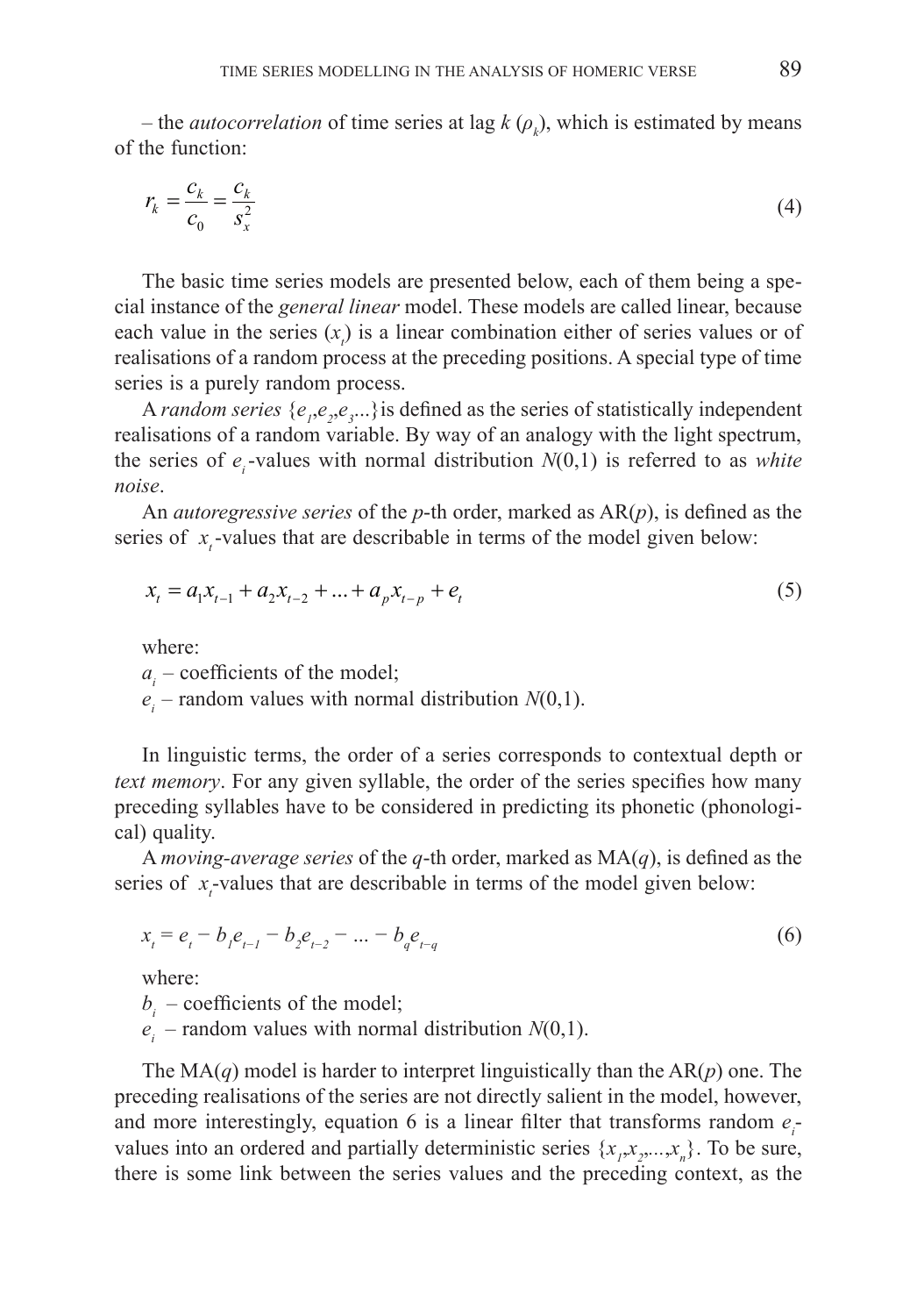– the *autocorrelation* of time series at lag $k$ ($\rho_k$), which is estimated by means of the function:

$$r_k = \frac{c_k}{c_0} = \frac{c_k}{s_x^2} \tag{4}$$

The basic time series models are presented below, each of them being a special instance of the *general linear* model. These models are called linear, because each value in the series ($x_t$) is a linear combination either of series values or of realisations of a random process at the preceding positions. A special type of time series is a purely random process.

A *random series* $\{e_1, e_2, e_3 ...\}$ is defined as the series of statistically independent realisations of a random variable. By way of an analogy with the light spectrum, the series of $e_i$-values with normal distribution $N(0,1)$ is referred to as *white noise*.

An *autoregressive series* of the $p$-th order, marked as AR($p$), is defined as the series of $x_t$-values that are describable in terms of the model given below:

$$x_t = a_1 x_{t-1} + a_2 x_{t-2} + ... + a_p x_{t-p} + e_t \tag{5}$$

where:

$a_i$ – coefficients of the model;

$e_i$ – random values with normal distribution $N(0,1)$.

In linguistic terms, the order of a series corresponds to contextual depth or *text memory*. For any given syllable, the order of the series specifies how many preceding syllables have to be considered in predicting its phonetic (phonological) quality.

A *moving-average series* of the $q$-th order, marked as MA($q$), is defined as the series of $x_t$-values that are describable in terms of the model given below:

$$x_t = e_t - b_1 e_{t-1} - b_2 e_{t-2} - ... - b_q e_{t-q} \tag{6}$$

where:

$b_i$ – coefficients of the model;

$e_i$ – random values with normal distribution $N(0,1)$.

The MA($q$) model is harder to interpret linguistically than the AR($p$) one. The preceding realisations of the series are not directly salient in the model, however, and more interestingly, equation 6 is a linear filter that transforms random $e_i$-values into an ordered and partially deterministic series $\{x_1, x_2, ..., x_n\}$. To be sure, there is some link between the series values and the preceding context, as the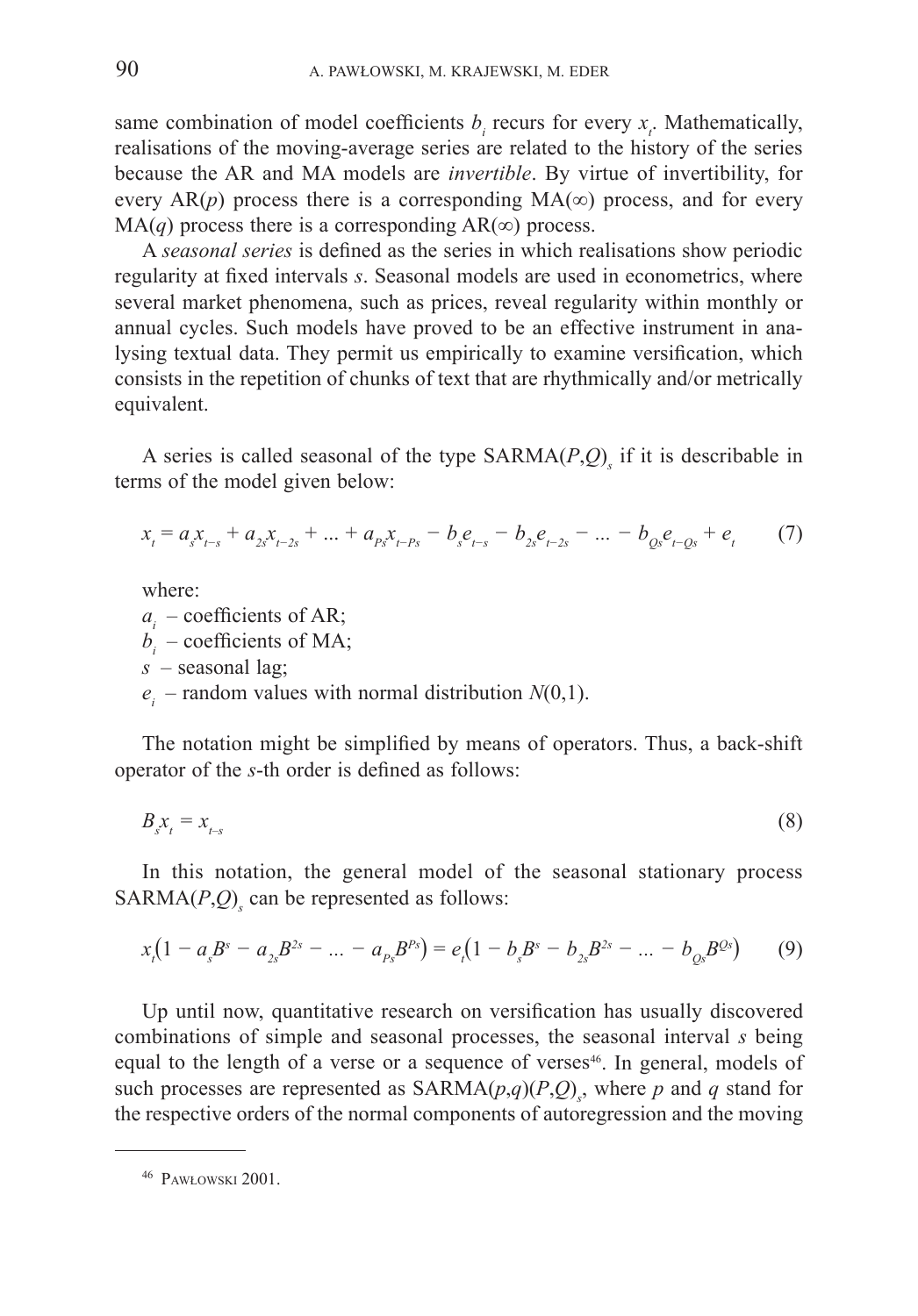same combination of model coefficients $b_i$ recurs for every $x_t$. Mathematically, realisations of the moving-average series are related to the history of the series because the AR and MA models are *invertible*. By virtue of invertibility, for every AR($p$) process there is a corresponding MA($\infty$) process, and for every MA($q$) process there is a corresponding AR($\infty$) process.

A *seasonal series* is defined as the series in which realisations show periodic regularity at fixed intervals $s$. Seasonal models are used in econometrics, where several market phenomena, such as prices, reveal regularity within monthly or annual cycles. Such models have proved to be an effective instrument in analysing textual data. They permit us empirically to examine versification, which consists in the repetition of chunks of text that are rhythmically and/or metrically equivalent.

A series is called seasonal of the type SARMA$(P,Q)_s$ if it is describable in terms of the model given below:

$$x_t = a_s x_{t-s} + a_{2s} x_{t-2s} + ... + a_{Ps} x_{t-Ps} - b_s e_{t-s} - b_{2s} e_{t-2s} - ... - b_{Qs} e_{t-Qs} + e_t \qquad (7)$$

where:

$a_i$ – coefficients of AR;
$b_i$ – coefficients of MA;
$s$ – seasonal lag;
$e_i$ – random values with normal distribution $N(0,1)$.

The notation might be simplified by means of operators. Thus, a back-shift operator of the $s$-th order is defined as follows:

$$B_s x_t = x_{t-s} \qquad (8)$$

In this notation, the general model of the seasonal stationary process SARMA$(P,Q)_s$ can be represented as follows:

$$x_t\left(1 - a_s B^s - a_{2s} B^{2s} - ... - a_{Ps} B^{Ps}\right) = e_t\left(1 - b_s B^s - b_{2s} B^{2s} - ... - b_{Qs} B^{Qs}\right) \qquad (9)$$

Up until now, quantitative research on versification has usually discovered combinations of simple and seasonal processes, the seasonal interval $s$ being equal to the length of a verse or a sequence of verses[46]. In general, models of such processes are represented as SARMA$(p,q)(P,Q)_s$, where $p$ and $q$ stand for the respective orders of the normal components of autoregression and the moving

[46] Pawłowski 2001.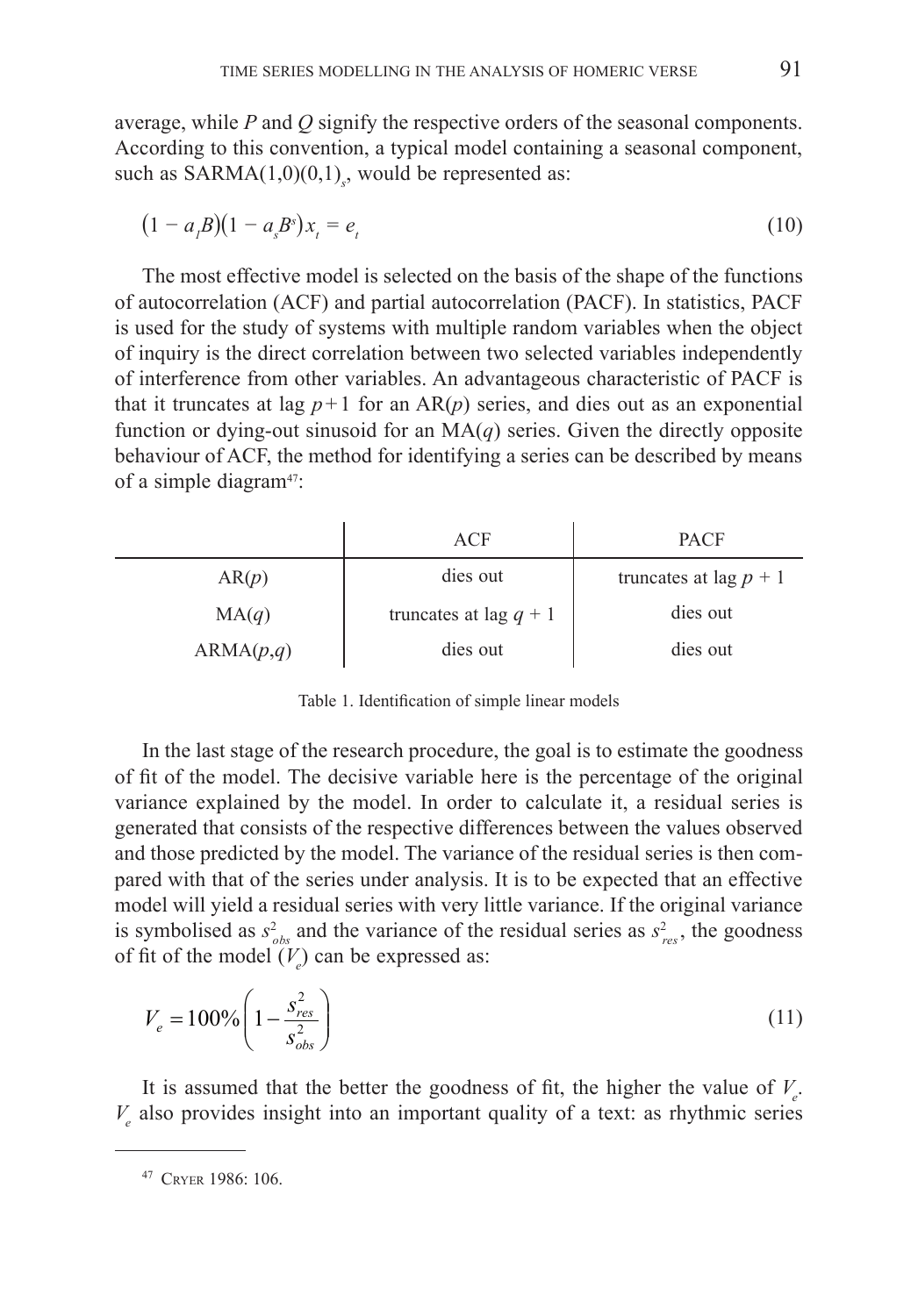average, while $P$ and $Q$ signify the respective orders of the seasonal components. According to this convention, a typical model containing a seasonal component, such as SARMA$(1,0)(0,1)_s$, would be represented as:

$$\left(1 - a_1 B\right)\left(1 - a_s B^s\right) x_t = e_t \tag{10}$$

The most effective model is selected on the basis of the shape of the functions of autocorrelation (ACF) and partial autocorrelation (PACF). In statistics, PACF is used for the study of systems with multiple random variables when the object of inquiry is the direct correlation between two selected variables independently of interference from other variables. An advantageous characteristic of PACF is that it truncates at lag $p+1$ for an AR($p$) series, and dies out as an exponential function or dying-out sinusoid for an MA($q$) series. Given the directly opposite behaviour of ACF, the method for identifying a series can be described by means of a simple diagram[47]:

| | ACF | PACF |
|---|---|---|
| AR($p$) | dies out | truncates at lag $p + 1$ |
| MA($q$) | truncates at lag $q + 1$ | dies out |
| ARMA($p$,$q$) | dies out | dies out |

Table 1. Identification of simple linear models

In the last stage of the research procedure, the goal is to estimate the goodness of fit of the model. The decisive variable here is the percentage of the original variance explained by the model. In order to calculate it, a residual series is generated that consists of the respective differences between the values observed and those predicted by the model. The variance of the residual series is then compared with that of the series under analysis. It is to be expected that an effective model will yield a residual series with very little variance. If the original variance is symbolised as $s^2_{obs}$ and the variance of the residual series as $s^2_{res}$, the goodness of fit of the model ($V_e$) can be expressed as:

$$V_e = 100\% \left(1 - \frac{s^2_{res}}{s^2_{obs}}\right) \tag{11}$$

It is assumed that the better the goodness of fit, the higher the value of $V_e$. $V_e$ also provides insight into an important quality of a text: as rhythmic series

[47] Cryer 1986: 106.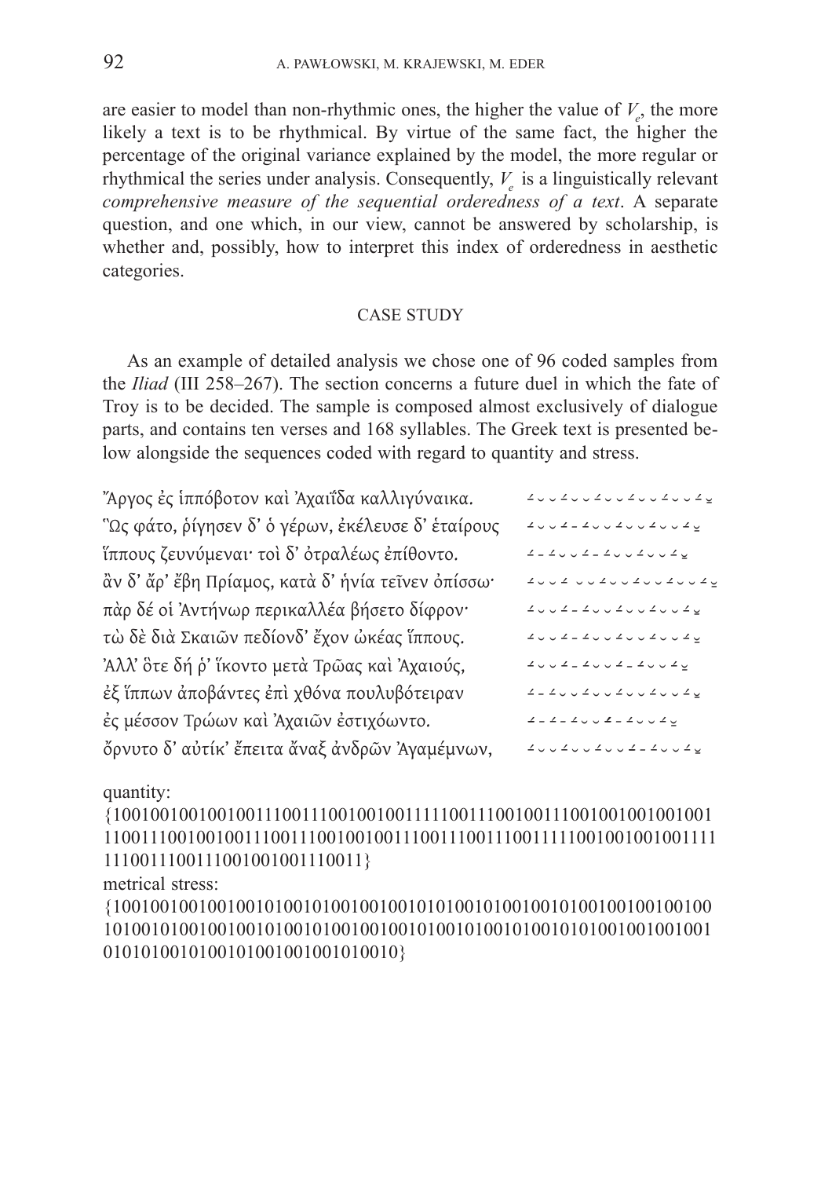are easier to model than non-rhythmic ones, the higher the value of $V_e$, the more likely a text is to be rhythmical. By virtue of the same fact, the higher the percentage of the original variance explained by the model, the more regular or rhythmical the series under analysis. Consequently, $V_e$ is a linguistically relevant *comprehensive measure of the sequential orderedness of a text*. A separate question, and one which, in our view, cannot be answered by scholarship, is whether and, possibly, how to interpret this index of orderedness in aesthetic categories.

## CASE STUDY

As an example of detailed analysis we chose one of 96 coded samples from the *Iliad* (III 258–267). The section concerns a future duel in which the fate of Troy is to be decided. The sample is composed almost exclusively of dialogue parts, and contains ten verses and 168 syllables. The Greek text is presented below alongside the sequences coded with regard to quantity and stress.

| | |
|---|---|
| Ἄργος ἐς ἱππόβοτον καὶ Ἀχαιΐδα καλλιγύναικα. | ⏑́ ⏑ ⏑ ⏑́ ⏑ ⏑ ⏑́ ⏑ ⏑ ⏑́ ⏑ ⏑ ⏑́ ⏑ ⏑ ⏑́ ⏓ |
| Ὣς φάτο, ῥίγησεν δ' ὁ γέρων, ἐκέλευσε δ' ἑταίρους | ⏑́ ⏑ ⏑ ⏑́ – ⏑́ ⏑ ⏑ ⏑́ ⏑ ⏑ ⏑́ ⏑ ⏑ ⏑́ ⏓ |
| ἵππους ζευνύμεναι· τοὶ δ' ὀτραλέως ἐπίθοντο. | ⏑́ – ⏑́ ⏑ ⏑ ⏑́ – ⏑́ ⏑ ⏑ ⏑́ ⏑ ⏑ ⏑́ ⏓ |
| ἂν δ' ἄρ' ἔβη Πρίαμος, κατὰ δ' ἡνία τεῖνεν ὀπίσσω· | ⏑́ ⏑ ⏑ ⏑́ ⏑ ⏑ ⏑́ ⏑ ⏑ ⏑́ ⏑ ⏑ ⏑́ ⏑ ⏑ ⏑́ ⏓ |
| πὰρ δέ οἱ Ἀντήνωρ περικαλλέα βήσετο δίφρον· | ⏑́ ⏑ ⏑ ⏑́ – ⏑́ ⏑ ⏑ ⏑́ ⏑ ⏑ ⏑́ ⏑ ⏑ ⏑́ ⏓ |
| τὼ δὲ διὰ Σκαιῶν πεδίονδ' ἔχον ὠκέας ἵππους. | ⏑́ ⏑ ⏑ ⏑́ – ⏑́ ⏑ ⏑ ⏑́ ⏑ ⏑ ⏑́ ⏑ ⏑ ⏑́ ⏓ |
| Ἀλλ' ὅτε δή ῥ' ἵκοντο μετὰ Τρῶας καὶ Ἀχαιούς, | ⏑́ ⏑ ⏑ ⏑́ – ⏑́ ⏑ ⏑ ⏑́ – ⏑́ ⏑ ⏑ ⏑́ ⏓ |
| ἐξ ἵππων ἀποβάντες ἐπὶ χθόνα πουλυβότειραν | ⏑́ – ⏑́ ⏑ ⏑ ⏑́ ⏑ ⏑ ⏑́ ⏑ ⏑ ⏑́ ⏑ ⏑ ⏑́ ⏓ |
| ἐς μέσσον Τρώων καὶ Ἀχαιῶν ἐστιχόωντο. | ⏑́ – ⏑́ – ⏑́ ⏑ ⏑ ⏑́ – ⏑́ ⏑ ⏑ ⏑́ ⏓ |
| ὄρνυτο δ' αὐτίκ' ἔπειτα ἄναξ ἀνδρῶν Ἀγαμέμνων, | ⏑́ ⏑ ⏑ ⏑́ ⏑ ⏑ ⏑́ ⏑ ⏑ ⏑́ – ⏑́ ⏑ ⏑ ⏑́ ⏓ |

quantity:
{100100100100100111001110010010011111001110010011100100100100100111001110010010011100111001001001110011100111001111100100100100111111100111001110010010011100​11}

metrical stress:
{100100100100100101001010010010010101001010010010100100100100100101001010010010010100101001001001010010100101001010100100100100101010100101001010010010010100​10}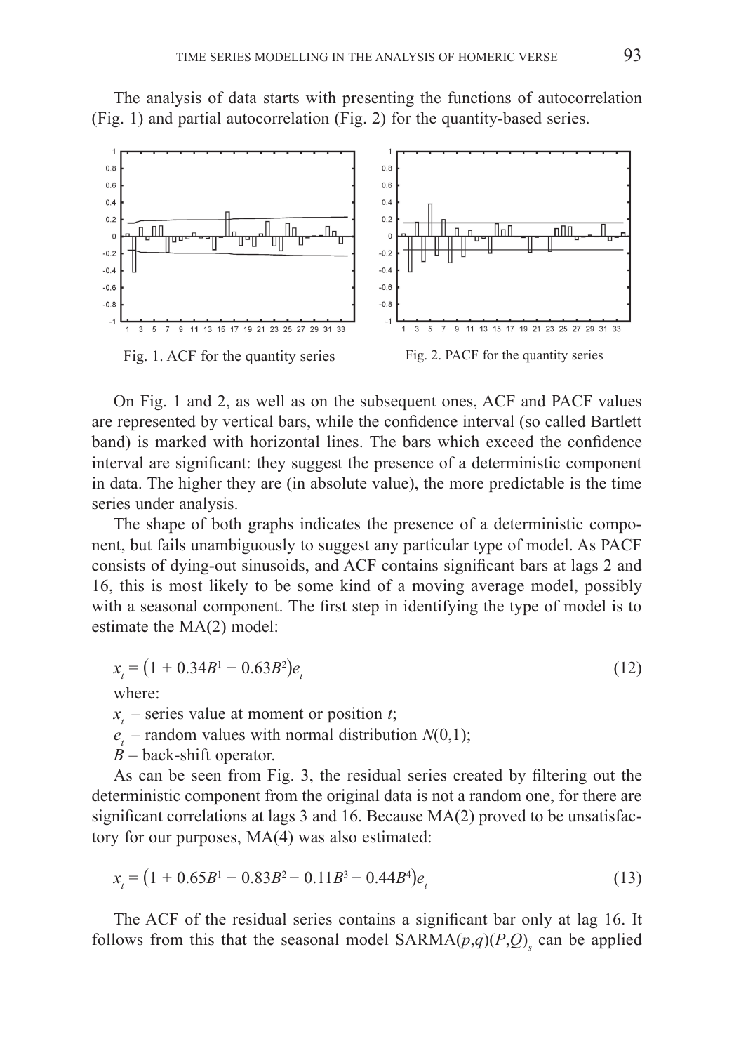The analysis of data starts with presenting the functions of autocorrelation (Fig. 1) and partial autocorrelation (Fig. 2) for the quantity-based series.

Fig. 1. ACF for the quantity series

Fig. 2. PACF for the quantity series

On Fig. 1 and 2, as well as on the subsequent ones, ACF and PACF values are represented by vertical bars, while the confidence interval (so called Bartlett band) is marked with horizontal lines. The bars which exceed the confidence interval are significant: they suggest the presence of a deterministic component in data. The higher they are (in absolute value), the more predictable is the time series under analysis.

The shape of both graphs indicates the presence of a deterministic component, but fails unambiguously to suggest any particular type of model. As PACF consists of dying-out sinusoids, and ACF contains significant bars at lags 2 and 16, this is most likely to be some kind of a moving average model, possibly with a seasonal component. The first step in identifying the type of model is to estimate the MA(2) model:

$$x_t = \left(1 + 0.34B^1 - 0.63B^2\right)e_t \tag{12}$$

where:

$x_t$ – series value at moment or position $t$;

$e_t$ – random values with normal distribution $N(0,1)$;

$B$ – back-shift operator.

As can be seen from Fig. 3, the residual series created by filtering out the deterministic component from the original data is not a random one, for there are significant correlations at lags 3 and 16. Because MA(2) proved to be unsatisfactory for our purposes, MA(4) was also estimated:

$$x_t = \left(1 + 0.65B^1 - 0.83B^2 - 0.11B^3 + 0.44B^4\right)e_t \tag{13}$$

The ACF of the residual series contains a significant bar only at lag 16. It follows from this that the seasonal model $\text{SARMA}(p,q)(P,Q)_s$ can be applied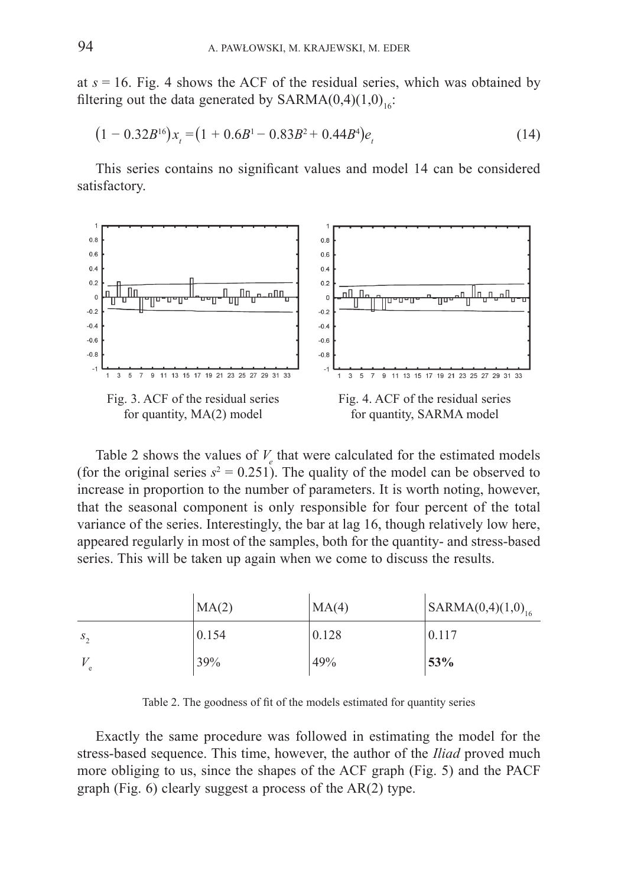at $s = 16$. Fig. 4 shows the ACF of the residual series, which was obtained by filtering out the data generated by SARMA$(0,4)(1,0)_{16}$:

$$\left(1 - 0.32B^{16}\right)x_t = \left(1 + 0.6B^1 - 0.83B^2 + 0.44B^4\right)e_t \tag{14}$$

This series contains no significant values and model 14 can be considered satisfactory.

Fig. 3. ACF of the residual series for quantity, MA(2) model

Fig. 4. ACF of the residual series for quantity, SARMA model

Table 2 shows the values of $V_e$ that were calculated for the estimated models (for the original series $s^2 = 0.251$). The quality of the model can be observed to increase in proportion to the number of parameters. It is worth noting, however, that the seasonal component is only responsible for four percent of the total variance of the series. Interestingly, the bar at lag 16, though relatively low here, appeared regularly in most of the samples, both for the quantity- and stress-based series. This will be taken up again when we come to discuss the results.

| | MA(2) | MA(4) | SARMA$(0,4)(1,0)_{16}$ |
|---|---|---|---|
| $s_2$ | 0.154 | 0.128 | 0.117 |
| $V_e$ | 39% | 49% | **53%** |

Table 2. The goodness of fit of the models estimated for quantity series

Exactly the same procedure was followed in estimating the model for the stress-based sequence. This time, however, the author of the *Iliad* proved much more obliging to us, since the shapes of the ACF graph (Fig. 5) and the PACF graph (Fig. 6) clearly suggest a process of the AR(2) type.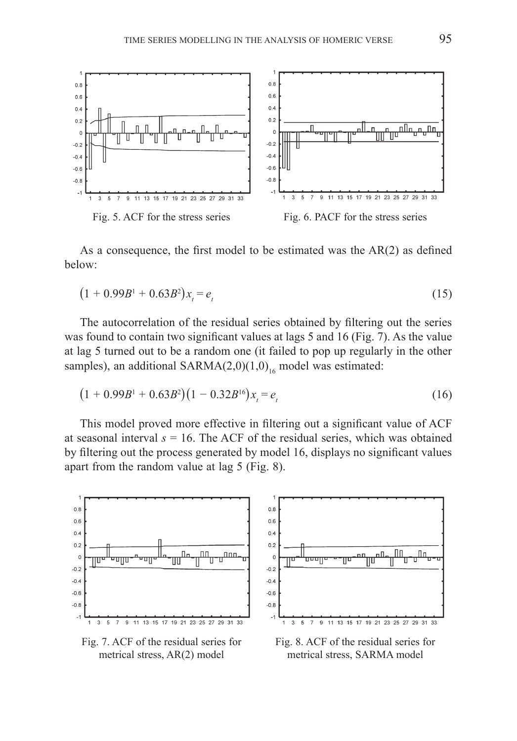Fig. 5. ACF for the stress series

Fig. 6. PACF for the stress series

As a consequence, the first model to be estimated was the AR(2) as defined below:

$$\left(1 + 0.99B^{1} + 0.63B^{2}\right)x_{t} = e_{t} \tag{15}$$

The autocorrelation of the residual series obtained by filtering out the series was found to contain two significant values at lags 5 and 16 (Fig. 7). As the value at lag 5 turned out to be a random one (it failed to pop up regularly in the other samples), an additional SARMA$(2,0)(1,0)_{16}$ model was estimated:

$$\left(1 + 0.99B^{1} + 0.63B^{2}\right)\left(1 - 0.32B^{16}\right)x_{t} = e_{t} \tag{16}$$

This model proved more effective in filtering out a significant value of ACF at seasonal interval $s = 16$. The ACF of the residual series, which was obtained by filtering out the process generated by model 16, displays no significant values apart from the random value at lag 5 (Fig. 8).

Fig. 7. ACF of the residual series for metrical stress, AR(2) model

Fig. 8. ACF of the residual series for metrical stress, SARMA model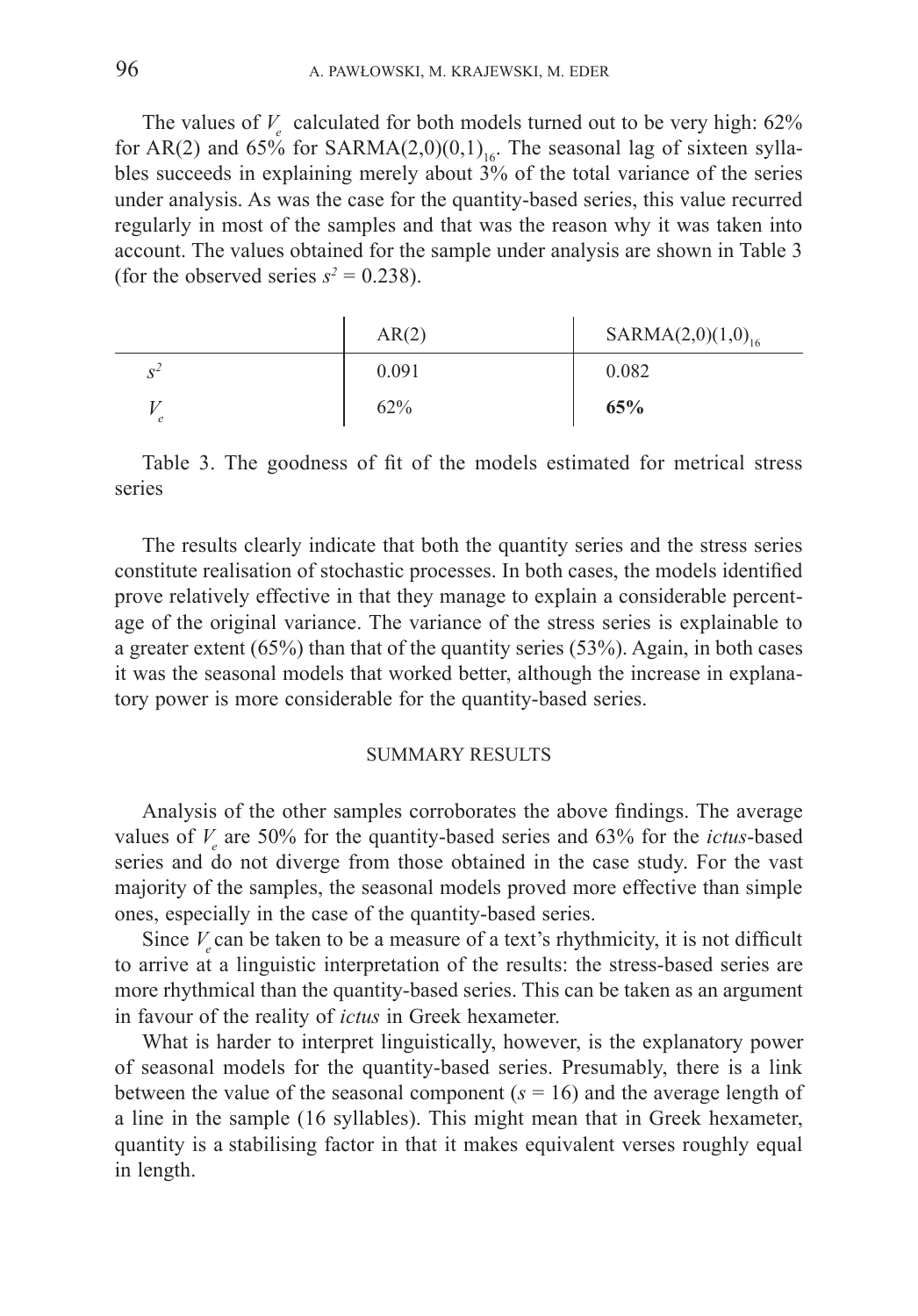The values of $V_e$ calculated for both models turned out to be very high: 62% for AR(2) and 65% for SARMA$(2,0)(0,1)_{16}$. The seasonal lag of sixteen syllables succeeds in explaining merely about 3% of the total variance of the series under analysis. As was the case for the quantity-based series, this value recurred regularly in most of the samples and that was the reason why it was taken into account. The values obtained for the sample under analysis are shown in Table 3 (for the observed series $s^2 = 0.238$).

| | AR(2) | SARMA$(2,0)(1,0)_{16}$ |
|---|---|---|
| $s^2$ | 0.091 | 0.082 |
| $V_e$ | 62% | **65%** |

Table 3. The goodness of fit of the models estimated for metrical stress series

The results clearly indicate that both the quantity series and the stress series constitute realisation of stochastic processes. In both cases, the models identified prove relatively effective in that they manage to explain a considerable percentage of the original variance. The variance of the stress series is explainable to a greater extent (65%) than that of the quantity series (53%). Again, in both cases it was the seasonal models that worked better, although the increase in explanatory power is more considerable for the quantity-based series.

## SUMMARY RESULTS

Analysis of the other samples corroborates the above findings. The average values of $V_e$ are 50% for the quantity-based series and 63% for the *ictus*-based series and do not diverge from those obtained in the case study. For the vast majority of the samples, the seasonal models proved more effective than simple ones, especially in the case of the quantity-based series.

Since $V_e$ can be taken to be a measure of a text's rhythmicity, it is not difficult to arrive at a linguistic interpretation of the results: the stress-based series are more rhythmical than the quantity-based series. This can be taken as an argument in favour of the reality of *ictus* in Greek hexameter.

What is harder to interpret linguistically, however, is the explanatory power of seasonal models for the quantity-based series. Presumably, there is a link between the value of the seasonal component ($s = 16$) and the average length of a line in the sample (16 syllables). This might mean that in Greek hexameter, quantity is a stabilising factor in that it makes equivalent verses roughly equal in length.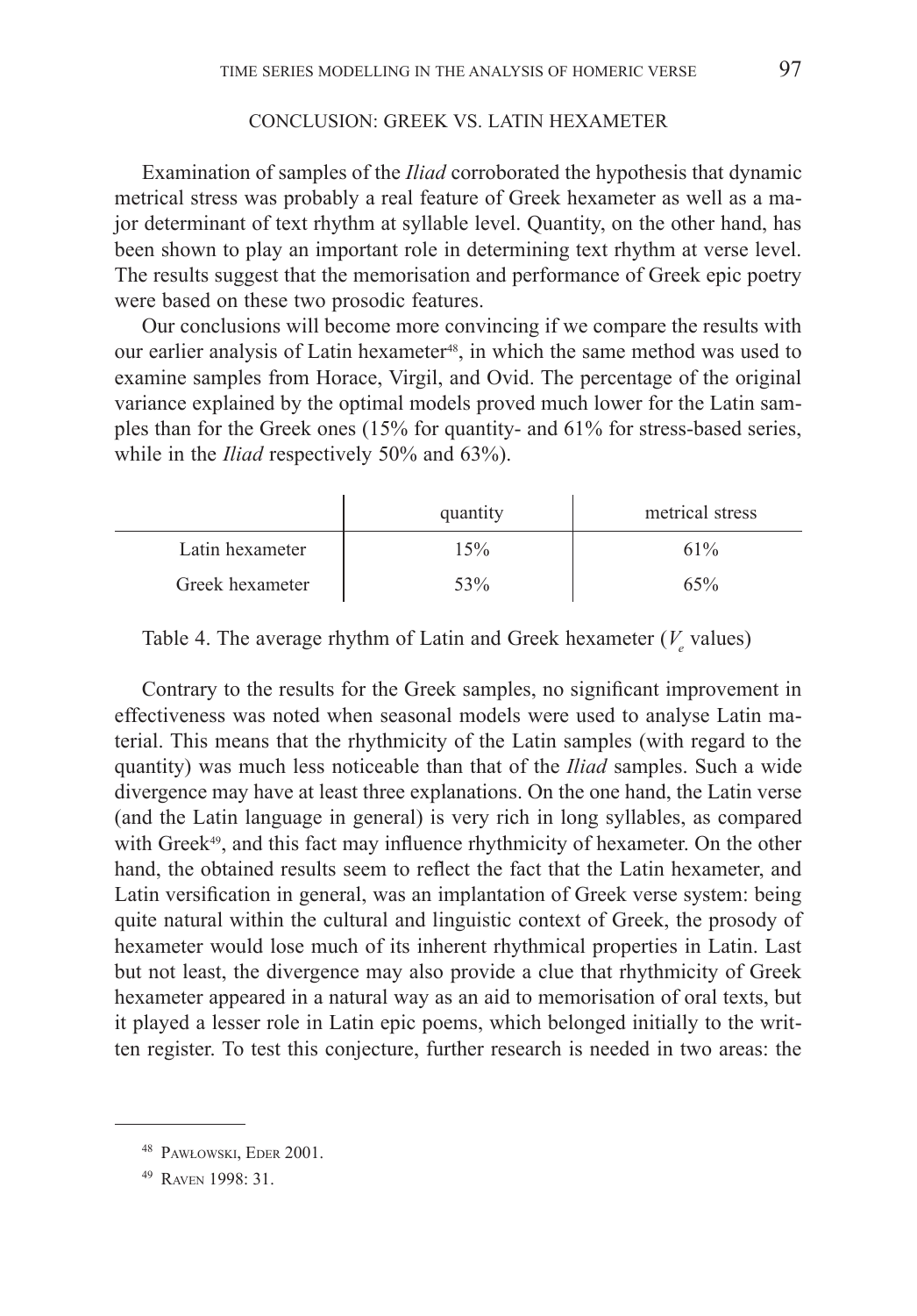## CONCLUSION: GREEK VS. LATIN HEXAMETER

Examination of samples of the *Iliad* corroborated the hypothesis that dynamic metrical stress was probably a real feature of Greek hexameter as well as a major determinant of text rhythm at syllable level. Quantity, on the other hand, has been shown to play an important role in determining text rhythm at verse level. The results suggest that the memorisation and performance of Greek epic poetry were based on these two prosodic features.

Our conclusions will become more convincing if we compare the results with our earlier analysis of Latin hexameter[48], in which the same method was used to examine samples from Horace, Virgil, and Ovid. The percentage of the original variance explained by the optimal models proved much lower for the Latin samples than for the Greek ones (15% for quantity- and 61% for stress-based series, while in the *Iliad* respectively 50% and 63%).

| | quantity | metrical stress |
|---|---|---|
| Latin hexameter | 15% | 61% |
| Greek hexameter | 53% | 65% |

Table 4. The average rhythm of Latin and Greek hexameter ($V_e$ values)

Contrary to the results for the Greek samples, no significant improvement in effectiveness was noted when seasonal models were used to analyse Latin material. This means that the rhythmicity of the Latin samples (with regard to the quantity) was much less noticeable than that of the *Iliad* samples. Such a wide divergence may have at least three explanations. On the one hand, the Latin verse (and the Latin language in general) is very rich in long syllables, as compared with Greek[49], and this fact may influence rhythmicity of hexameter. On the other hand, the obtained results seem to reflect the fact that the Latin hexameter, and Latin versification in general, was an implantation of Greek verse system: being quite natural within the cultural and linguistic context of Greek, the prosody of hexameter would lose much of its inherent rhythmical properties in Latin. Last but not least, the divergence may also provide a clue that rhythmicity of Greek hexameter appeared in a natural way as an aid to memorisation of oral texts, but it played a lesser role in Latin epic poems, which belonged initially to the written register. To test this conjecture, further research is needed in two areas: the

[48] Pawłowski, Eder 2001.

[49] Raven 1998: 31.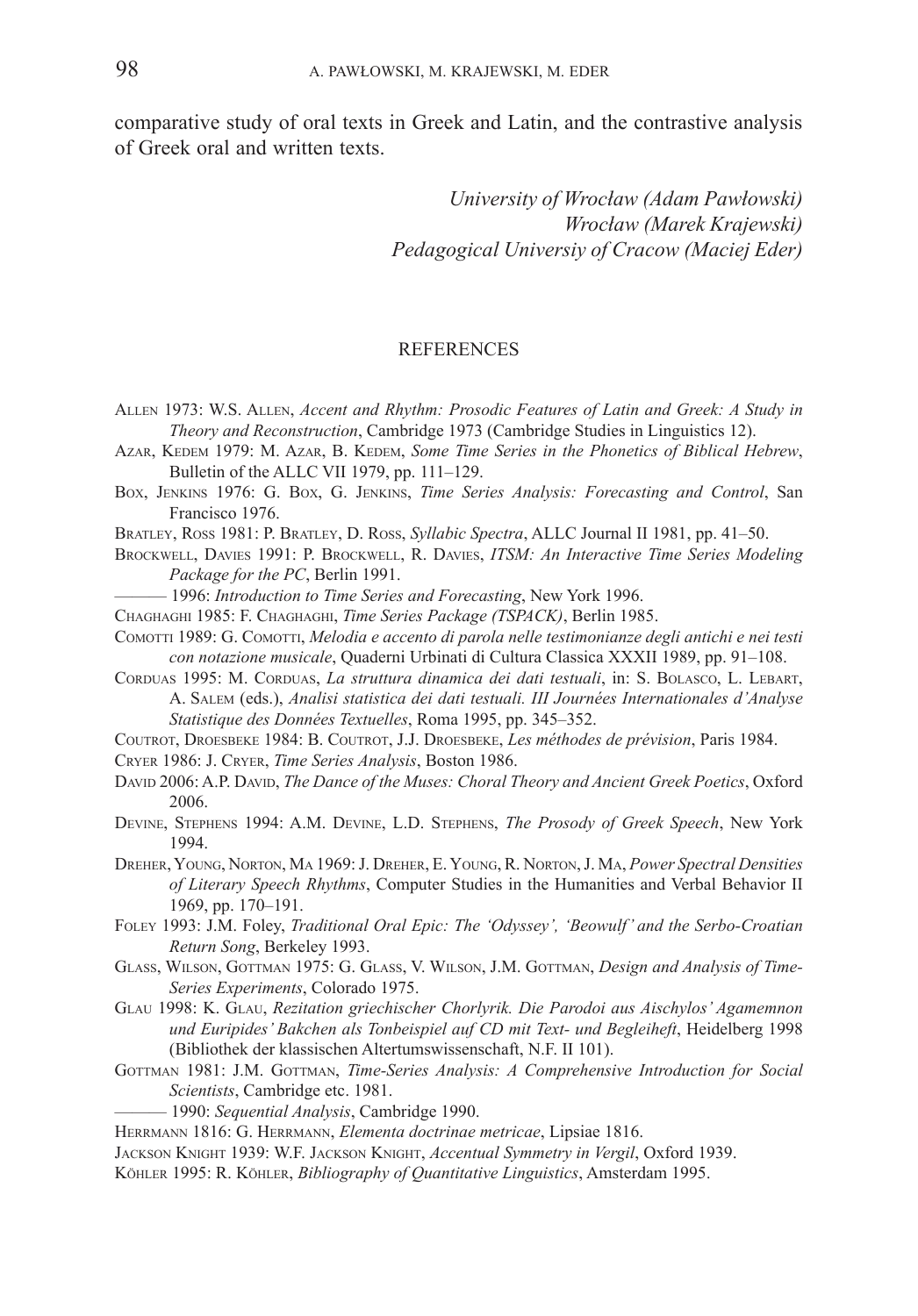comparative study of oral texts in Greek and Latin, and the contrastive analysis of Greek oral and written texts.

*University of Wrocław (Adam Pawłowski)*
*Wrocław (Marek Krajewski)*
*Pedagogical Universiy of Cracow (Maciej Eder)*

## REFERENCES

Allen 1973: W.S. Allen, *Accent and Rhythm: Prosodic Features of Latin and Greek: A Study in Theory and Reconstruction*, Cambridge 1973 (Cambridge Studies in Linguistics 12).

Azar, Kedem 1979: M. Azar, B. Kedem, *Some Time Series in the Phonetics of Biblical Hebrew*, Bulletin of the ALLC VII 1979, pp. 111–129.

Box, Jenkins 1976: G. Box, G. Jenkins, *Time Series Analysis: Forecasting and Control*, San Francisco 1976.

Bratley, Ross 1981: P. Bratley, D. Ross, *Syllabic Spectra*, ALLC Journal II 1981, pp. 41–50.

Brockwell, Davies 1991: P. Brockwell, R. Davies, *ITSM: An Interactive Time Series Modeling Package for the PC*, Berlin 1991.

——— 1996: *Introduction to Time Series and Forecasting*, New York 1996.

Chaghaghi 1985: F. Chaghaghi, *Time Series Package (TSPACK)*, Berlin 1985.

Comotti 1989: G. Comotti, *Melodia e accento di parola nelle testimonianze degli antichi e nei testi con notazione musicale*, Quaderni Urbinati di Cultura Classica XXXII 1989, pp. 91–108.

Corduas 1995: M. Corduas, *La struttura dinamica dei dati testuali*, in: S. Bolasco, L. Lebart, A. Salem (eds.), *Analisi statistica dei dati testuali. III Journées Internationales d'Analyse Statistique des Données Textuelles*, Roma 1995, pp. 345–352.

Coutrot, Droesbeke 1984: B. Coutrot, J.J. Droesbeke, *Les méthodes de prévision*, Paris 1984.

Cryer 1986: J. Cryer, *Time Series Analysis*, Boston 1986.

David 2006: A.P. David, *The Dance of the Muses: Choral Theory and Ancient Greek Poetics*, Oxford 2006.

Devine, Stephens 1994: A.M. Devine, L.D. Stephens, *The Prosody of Greek Speech*, New York 1994.

Dreher, Young, Norton, Ma 1969: J. Dreher, E. Young, R. Norton, J. Ma, *Power Spectral Densities of Literary Speech Rhythms*, Computer Studies in the Humanities and Verbal Behavior II 1969, pp. 170–191.

Foley 1993: J.M. Foley, *Traditional Oral Epic: The 'Odyssey', 'Beowulf' and the Serbo-Croatian Return Song*, Berkeley 1993.

Glass, Wilson, Gottman 1975: G. Glass, V. Wilson, J.M. Gottman, *Design and Analysis of Time-Series Experiments*, Colorado 1975.

Glau 1998: K. Glau, *Rezitation griechischer Chorlyrik. Die Parodoi aus Aischylos' Agamemnon und Euripides' Bakchen als Tonbeispiel auf CD mit Text- und Begleiheft*, Heidelberg 1998 (Bibliothek der klassischen Altertumswissenschaft, N.F. II 101).

Gottman 1981: J.M. Gottman, *Time-Series Analysis: A Comprehensive Introduction for Social Scientists*, Cambridge etc. 1981.

——— 1990: *Sequential Analysis*, Cambridge 1990.

Herrmann 1816: G. Herrmann, *Elementa doctrinae metricae*, Lipsiae 1816.

Jackson Knight 1939: W.F. Jackson Knight, *Accentual Symmetry in Vergil*, Oxford 1939.

Köhler 1995: R. Köhler, *Bibliography of Quantitative Linguistics*, Amsterdam 1995.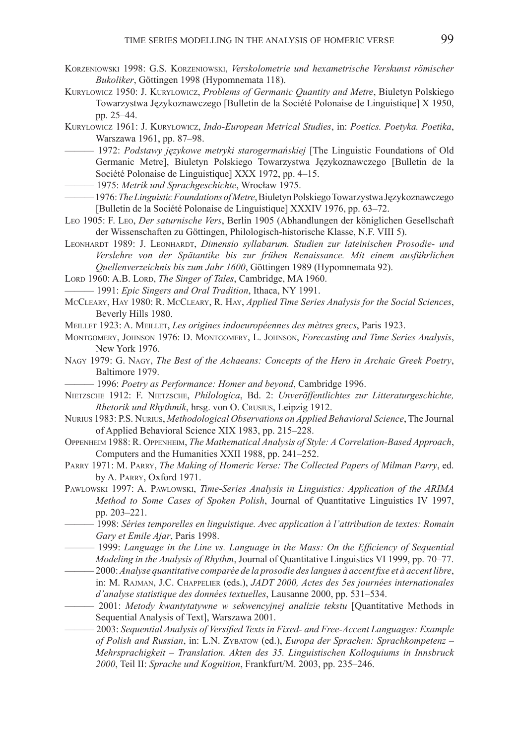Korzeniowski 1998: G.S. Korzeniowski, *Verskolometrie und hexametrische Verskunst römischer Bukoliker*, Göttingen 1998 (Hypomnemata 118).

Kuryłowicz 1950: J. Kuryłowicz, *Problems of Germanic Quantity and Metre*, Biuletyn Polskiego Towarzystwa Językoznawczego [Bulletin de la Société Polonaise de Linguistique] X 1950, pp. 25–44.

Kuryłowicz 1961: J. Kuryłowicz, *Indo-European Metrical Studies*, in: *Poetics. Poetyka. Poetika*, Warszawa 1961, pp. 87–98.

——— 1972: *Podstawy językowe metryki starogermańskiej* [The Linguistic Foundations of Old Germanic Metre], Biuletyn Polskiego Towarzystwa Językoznawczego [Bulletin de la Société Polonaise de Linguistique] XXX 1972, pp. 4–15.

——— 1975: *Metrik und Sprachgeschichte*, Wrocław 1975.

——— 1976: *The Linguistic Foundations of Metre*, Biuletyn Polskiego Towarzystwa Językoznawczego [Bulletin de la Société Polonaise de Linguistique] XXXIV 1976, pp. 63–72.

Leo 1905: F. Leo, *Der saturnische Vers*, Berlin 1905 (Abhandlungen der königlichen Gesellschaft der Wissenschaften zu Göttingen, Philologisch-historische Klasse, N.F. VIII 5).

Leonhardt 1989: J. Leonhardt, *Dimensio syllabarum. Studien zur lateinischen Prosodie- und Verslehre von der Spätantike bis zur frühen Renaissance. Mit einem ausführlichen Quellenverzeichnis bis zum Jahr 1600*, Göttingen 1989 (Hypomnemata 92).

Lord 1960: A.B. Lord, *The Singer of Tales*, Cambridge, MA 1960.

——— 1991: *Epic Singers and Oral Tradition*, Ithaca, NY 1991.

McCleary, Hay 1980: R. McCleary, R. Hay, *Applied Time Series Analysis for the Social Sciences*, Beverly Hills 1980.

Meillet 1923: A. Meillet, *Les origines indoeuropéennes des mètres grecs*, Paris 1923.

Montgomery, Johnson 1976: D. Montgomery, L. Johnson, *Forecasting and Time Series Analysis*, New York 1976.

Nagy 1979: G. Nagy, *The Best of the Achaeans: Concepts of the Hero in Archaic Greek Poetry*, Baltimore 1979.

——— 1996: *Poetry as Performance: Homer and beyond*, Cambridge 1996.

Nietzsche 1912: F. Nietzsche, *Philologica*, Bd. 2: *Unveröffentlichtes zur Litteraturgeschichte, Rhetorik und Rhythmik*, hrsg. von O. Crusius, Leipzig 1912.

Nurius 1983: P.S. Nurius, *Methodological Observations on Applied Behavioral Science*, The Journal of Applied Behavioral Science XIX 1983, pp. 215–228.

Oppenheim 1988: R. Oppenheim, *The Mathematical Analysis of Style: A Correlation-Based Approach*, Computers and the Humanities XXII 1988, pp. 241–252.

Parry 1971: M. Parry, *The Making of Homeric Verse: The Collected Papers of Milman Parry*, ed. by A. Parry, Oxford 1971.

Pawłowski 1997: A. Pawłowski, *Time-Series Analysis in Linguistics: Application of the ARIMA Method to Some Cases of Spoken Polish*, Journal of Quantitative Linguistics IV 1997, pp. 203–221.

——— 1998: *Séries temporelles en linguistique. Avec application à l'attribution de textes: Romain Gary et Emile Ajar*, Paris 1998.

——— 1999: *Language in the Line vs. Language in the Mass: On the Efficiency of Sequential Modeling in the Analysis of Rhythm*, Journal of Quantitative Linguistics VI 1999, pp. 70–77.

——— 2000: *Analyse quantitative comparée de la prosodie des langues à accent fixe et à accent libre*, in: M. Rajman, J.C. Chappelier (eds.), *JADT 2000, Actes des 5es journées internationales d'analyse statistique des données textuelles*, Lausanne 2000, pp. 531–534.

——— 2001: *Metody kwantytatywne w sekwencyjnej analizie tekstu* [Quantitative Methods in Sequential Analysis of Text], Warszawa 2001.

——— 2003: *Sequential Analysis of Versified Texts in Fixed- and Free-Accent Languages: Example of Polish and Russian*, in: L.N. Zybatow (ed.), *Europa der Sprachen: Sprachkompetenz – Mehrsprachigkeit – Translation. Akten des 35. Linguistischen Kolloquiums in Innsbruck 2000*, Teil II: *Sprache und Kognition*, Frankfurt/M. 2003, pp. 235–246.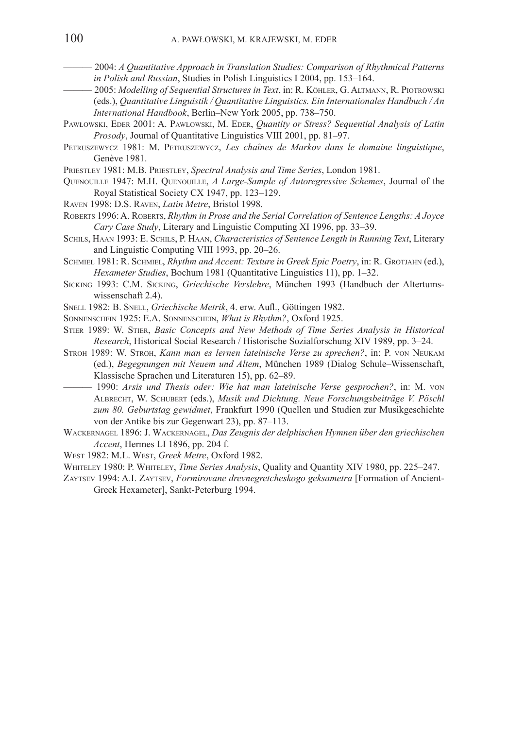——— 2004: *A Quantitative Approach in Translation Studies: Comparison of Rhythmical Patterns in Polish and Russian*, Studies in Polish Linguistics I 2004, pp. 153–164.

——— 2005: *Modelling of Sequential Structures in Text*, in: R. Köhler, G. Altmann, R. Piotrowski (eds.), *Quantitative Linguistik / Quantitative Linguistics. Ein Internationales Handbuch / An International Handbook*, Berlin–New York 2005, pp. 738–750.

Pawłowski, Eder 2001: A. Pawłowski, M. Eder, *Quantity or Stress? Sequential Analysis of Latin Prosody*, Journal of Quantitative Linguistics VIII 2001, pp. 81–97.

Petruszewycz 1981: M. Petruszewycz, *Les chaînes de Markov dans le domaine linguistique*, Genève 1981.

Priestley 1981: M.B. Priestley, *Spectral Analysis and Time Series*, London 1981.

Quenouille 1947: M.H. Quenouille, *A Large-Sample of Autoregressive Schemes*, Journal of the Royal Statistical Society CX 1947, pp. 123–129.

Raven 1998: D.S. Raven, *Latin Metre*, Bristol 1998.

Roberts 1996: A. Roberts, *Rhythm in Prose and the Serial Correlation of Sentence Lengths: A Joyce Cary Case Study*, Literary and Linguistic Computing XI 1996, pp. 33–39.

Schils, Haan 1993: E. Schils, P. Haan, *Characteristics of Sentence Length in Running Text*, Literary and Linguistic Computing VIII 1993, pp. 20–26.

Schmiel 1981: R. Schmiel, *Rhythm and Accent: Texture in Greek Epic Poetry*, in: R. Grotjahn (ed.), *Hexameter Studies*, Bochum 1981 (Quantitative Linguistics 11), pp. 1–32.

Sicking 1993: C.M. Sicking, *Griechische Verslehre*, München 1993 (Handbuch der Altertumswissenschaft 2.4).

Snell 1982: B. Snell, *Griechische Metrik*, 4. erw. Aufl., Göttingen 1982.

Sonnenschein 1925: E.A. Sonnenschein, *What is Rhythm?*, Oxford 1925.

Stier 1989: W. Stier, *Basic Concepts and New Methods of Time Series Analysis in Historical Research*, Historical Social Research / Historische Sozialforschung XIV 1989, pp. 3–24.

Stroh 1989: W. Stroh, *Kann man es lernen lateinische Verse zu sprechen?*, in: P. von Neukam (ed.), *Begegnungen mit Neuem und Altem*, München 1989 (Dialog Schule–Wissenschaft, Klassische Sprachen und Literaturen 15), pp. 62–89.

——— 1990: *Arsis und Thesis oder: Wie hat man lateinische Verse gesprochen?*, in: M. von Albrecht, W. Schubert (eds.), *Musik und Dichtung. Neue Forschungsbeiträge V. Pöschl zum 80. Geburtstag gewidmet*, Frankfurt 1990 (Quellen und Studien zur Musikgeschichte von der Antike bis zur Gegenwart 23), pp. 87–113.

Wackernagel 1896: J. Wackernagel, *Das Zeugnis der delphischen Hymnen über den griechischen Accent*, Hermes LI 1896, pp. 204 f.

West 1982: M.L. West, *Greek Metre*, Oxford 1982.

Whiteley 1980: P. Whiteley, *Time Series Analysis*, Quality and Quantity XIV 1980, pp. 225–247.

Zaytsev 1994: A.I. Zaytsev, *Formirovane drevnegretcheskogo geksametra* [Formation of Ancient-Greek Hexameter], Sankt-Peterburg 1994.